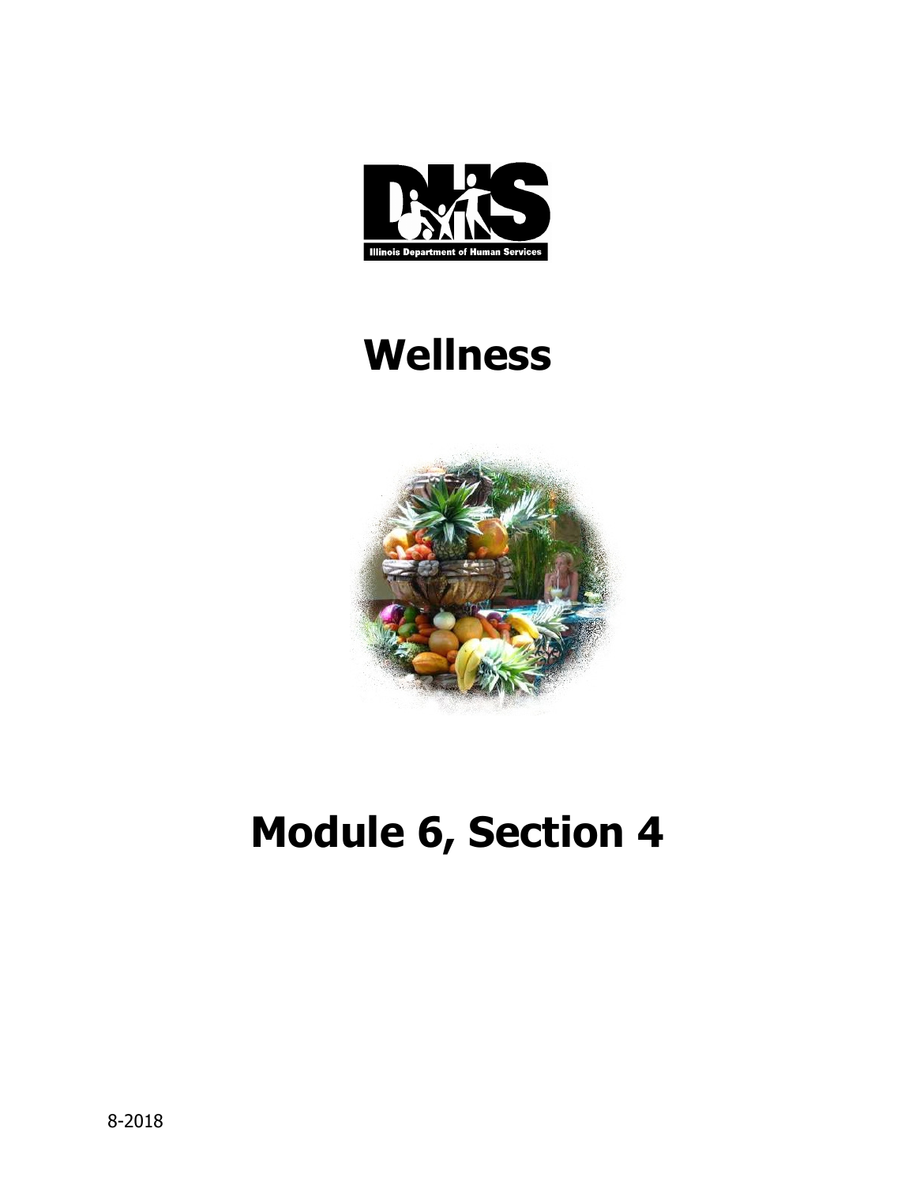Illinois Department of Human Services

# Wellness

# Module 6, Section 4

8-2018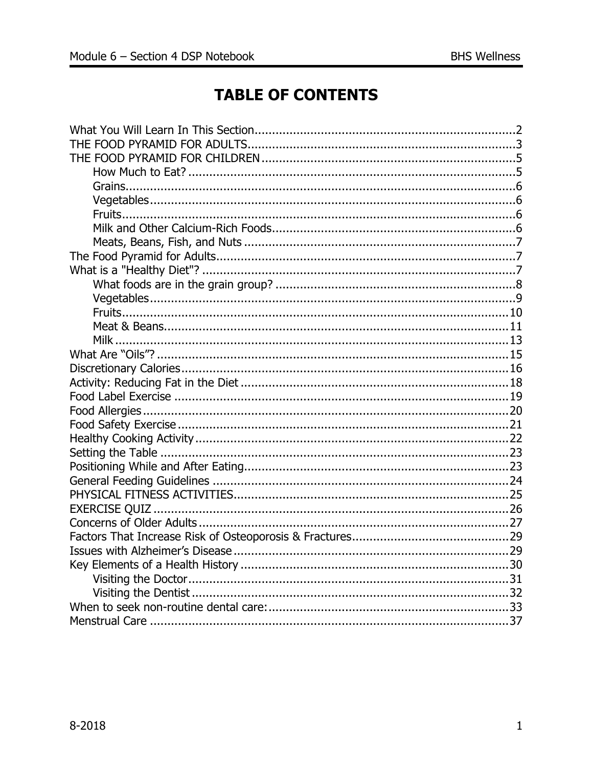# TABLE OF CONTENTS

What You Will Learn In This Section....................................................................2
THE FOOD PYRAMID FOR ADULTS.......................................................................3
THE FOOD PYRAMID FOR CHILDREN...................................................................5
- How Much to Eat?....................................................................................5
- Grains.......................................................................................................6
- Vegetables................................................................................................6
- Fruits.......................................................................................................6
- Milk and Other Calcium-Rich Foods.............................................................6
- Meats, Beans, Fish, and Nuts.....................................................................7

The Food Pyramid for Adults.................................................................................7
What is a "Healthy Diet"?.....................................................................................7
- What foods are in the grain group?.............................................................8
- Vegetables................................................................................................9
- Fruits.....................................................................................................10
- Meat & Beans..........................................................................................11
- Milk.......................................................................................................13

What Are "Oils"?................................................................................................15
Discretionary Calories.........................................................................................16
Activity: Reducing Fat in the Diet.........................................................................18
Food Label Exercise...........................................................................................19
Food Allergies....................................................................................................20
Food Safety Exercise..........................................................................................21
Healthy Cooking Activity.....................................................................................22
Setting the Table................................................................................................23
Positioning While and After Eating........................................................................23
General Feeding Guidelines.................................................................................24
PHYSICAL FITNESS ACTIVITIES...........................................................................25
EXERCISE QUIZ..................................................................................................26
Concerns of Older Adults.....................................................................................27
Factors That Increase Risk of Osteoporosis & Fractures..........................................29
Issues with Alzheimer's Disease...........................................................................29
Key Elements of a Health History.........................................................................30
- Visiting the Doctor....................................................................................31
- Visiting the Dentist...................................................................................32

When to seek non-routine dental care:..................................................................33
Menstrual Care...................................................................................................37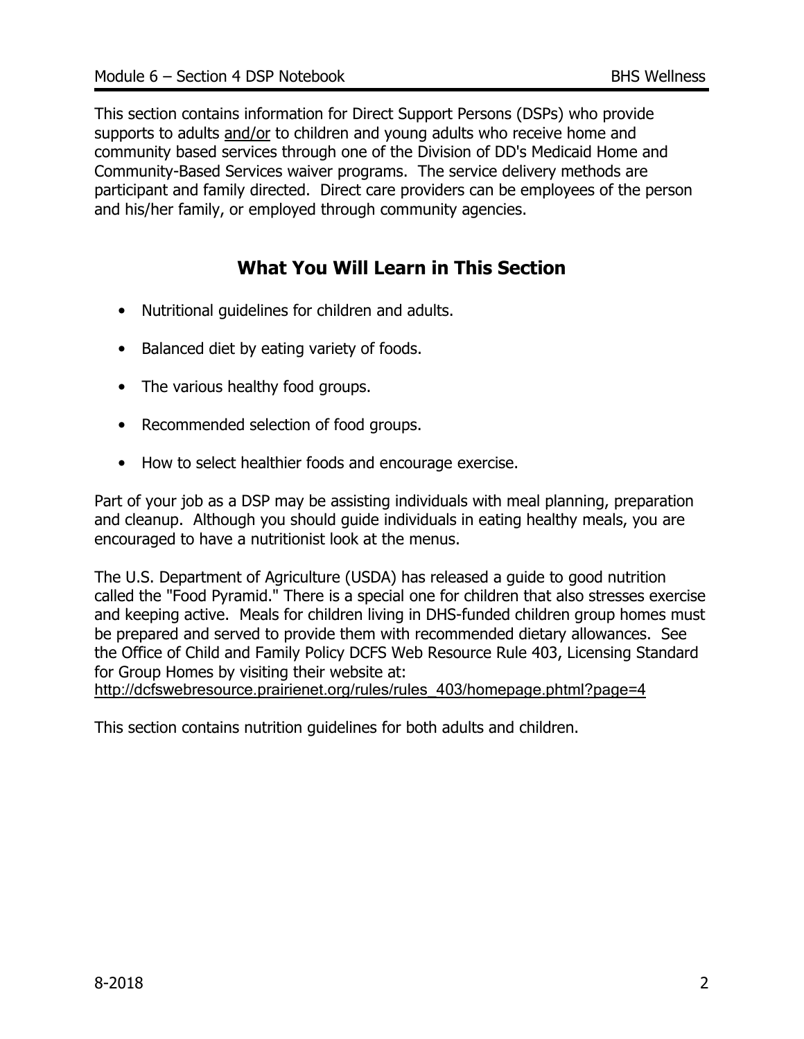This section contains information for Direct Support Persons (DSPs) who provide supports to adults <u>and/or</u> to children and young adults who receive home and community based services through one of the Division of DD's Medicaid Home and Community-Based Services waiver programs. The service delivery methods are participant and family directed. Direct care providers can be employees of the person and his/her family, or employed through community agencies.

## What You Will Learn in This Section

- Nutritional guidelines for children and adults.
- Balanced diet by eating variety of foods.
- The various healthy food groups.
- Recommended selection of food groups.
- How to select healthier foods and encourage exercise.

Part of your job as a DSP may be assisting individuals with meal planning, preparation and cleanup. Although you should guide individuals in eating healthy meals, you are encouraged to have a nutritionist look at the menus.

The U.S. Department of Agriculture (USDA) has released a guide to good nutrition called the "Food Pyramid." There is a special one for children that also stresses exercise and keeping active. Meals for children living in DHS-funded children group homes must be prepared and served to provide them with recommended dietary allowances. See the Office of Child and Family Policy DCFS Web Resource Rule 403, Licensing Standard for Group Homes by visiting their website at: http://dcfswebresource.prairienet.org/rules/rules_403/homepage.phtml?page=4

This section contains nutrition guidelines for both adults and children.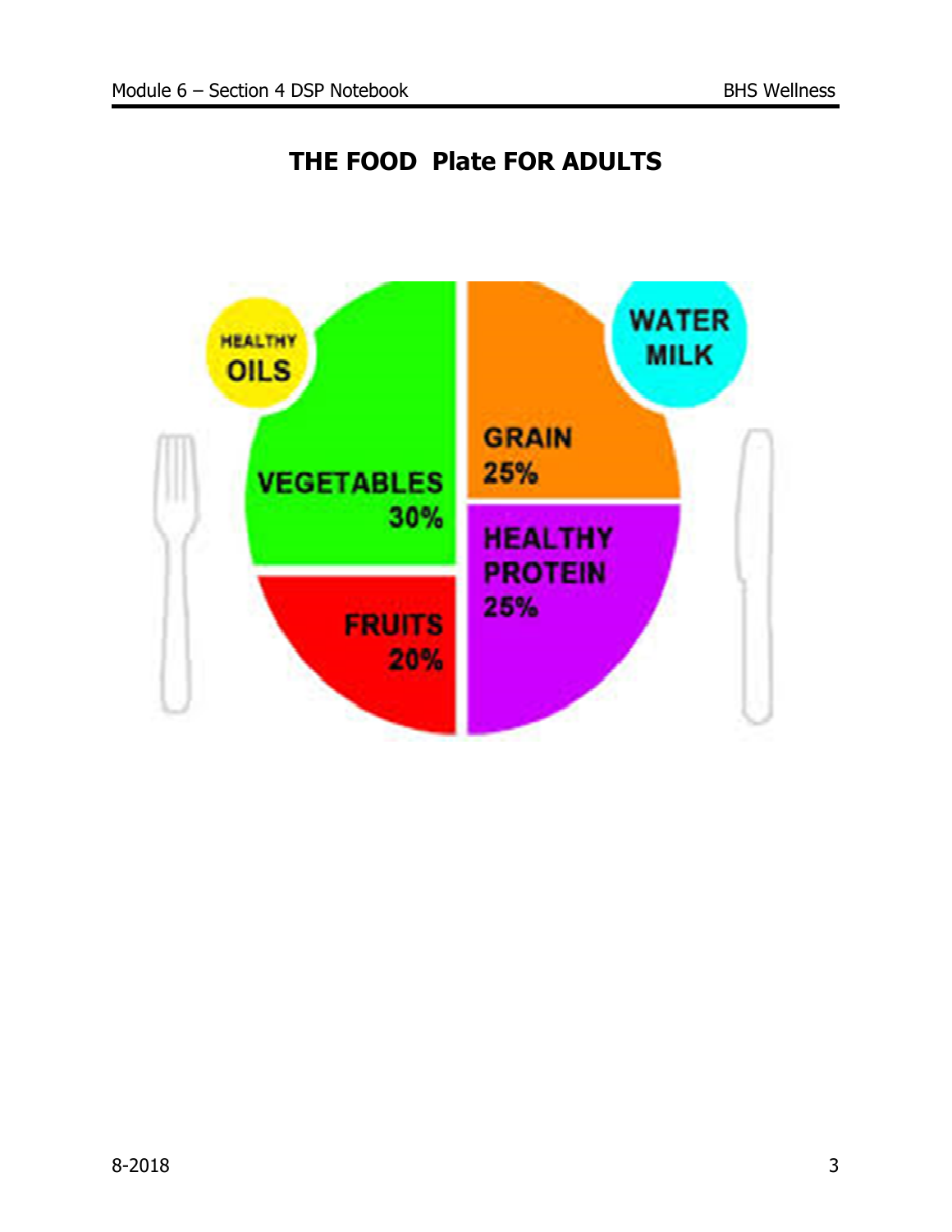# THE FOOD Plate FOR ADULTS

HEALTHY OILS

VEGETABLES 30%

GRAIN 25%

WATER MILK

FRUITS 20%

HEALTHY PROTEIN 25%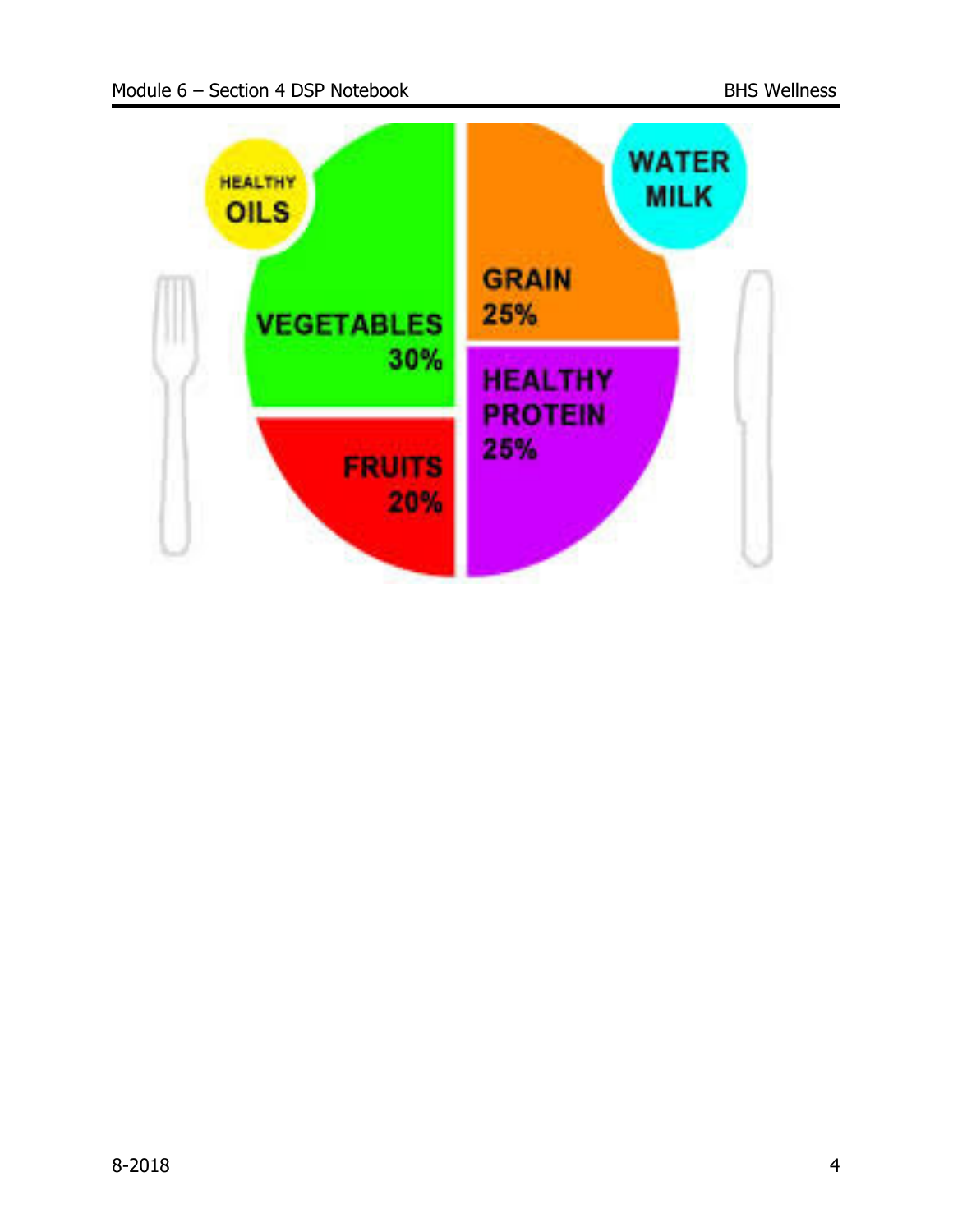HEALTHY OILS

WATER
MILK

VEGETABLES 30%

GRAIN 25%

FRUITS 20%

HEALTHY PROTEIN 25%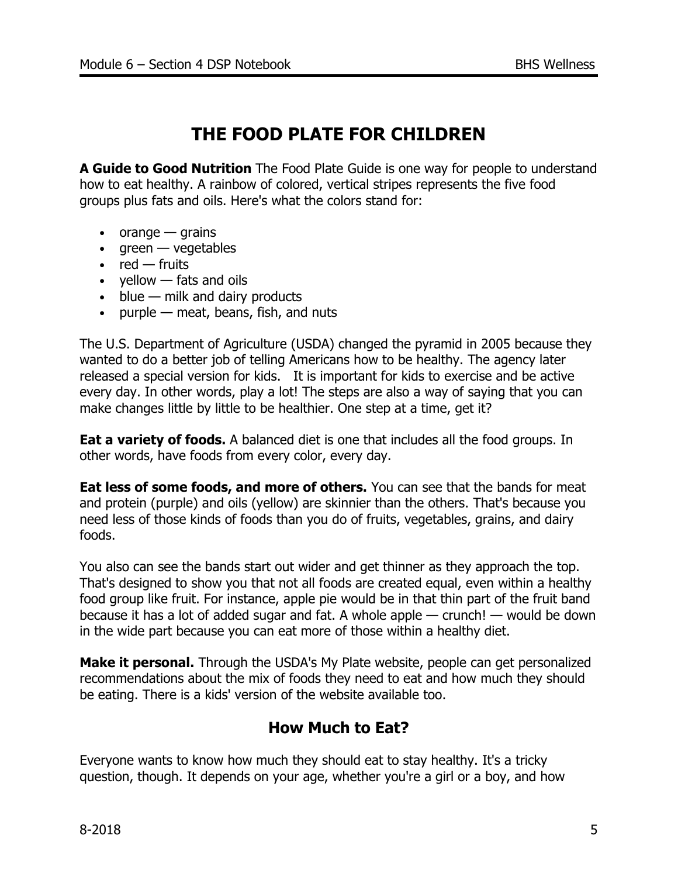# THE FOOD PLATE FOR CHILDREN

**A Guide to Good Nutrition** The Food Plate Guide is one way for people to understand how to eat healthy. A rainbow of colored, vertical stripes represents the five food groups plus fats and oils. Here's what the colors stand for:

- orange — grains
- green — vegetables
- red — fruits
- yellow — fats and oils
- blue — milk and dairy products
- purple — meat, beans, fish, and nuts

The U.S. Department of Agriculture (USDA) changed the pyramid in 2005 because they wanted to do a better job of telling Americans how to be healthy. The agency later released a special version for kids. It is important for kids to exercise and be active every day. In other words, play a lot! The steps are also a way of saying that you can make changes little by little to be healthier. One step at a time, get it?

**Eat a variety of foods.** A balanced diet is one that includes all the food groups. In other words, have foods from every color, every day.

**Eat less of some foods, and more of others.** You can see that the bands for meat and protein (purple) and oils (yellow) are skinnier than the others. That's because you need less of those kinds of foods than you do of fruits, vegetables, grains, and dairy foods.

You also can see the bands start out wider and get thinner as they approach the top. That's designed to show you that not all foods are created equal, even within a healthy food group like fruit. For instance, apple pie would be in that thin part of the fruit band because it has a lot of added sugar and fat. A whole apple — crunch! — would be down in the wide part because you can eat more of those within a healthy diet.

**Make it personal.** Through the USDA's My Plate website, people can get personalized recommendations about the mix of foods they need to eat and how much they should be eating. There is a kids' version of the website available too.

## How Much to Eat?

Everyone wants to know how much they should eat to stay healthy. It's a tricky question, though. It depends on your age, whether you're a girl or a boy, and how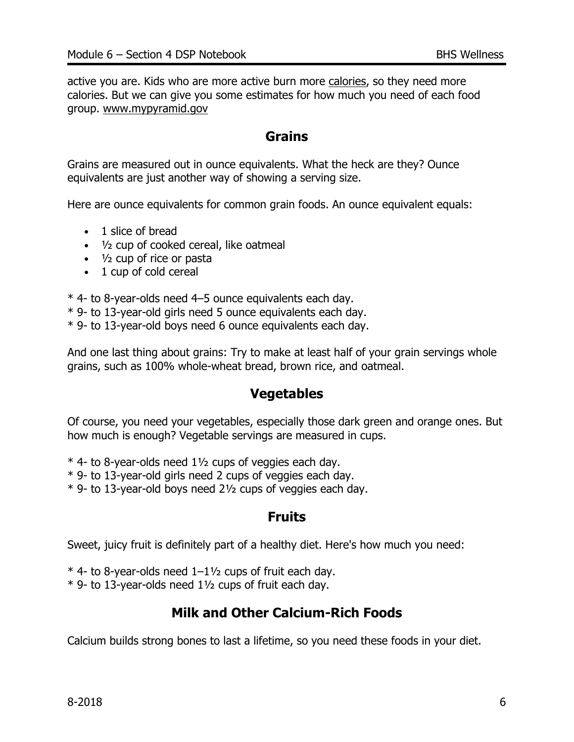active you are. Kids who are more active burn more calories, so they need more calories. But we can give you some estimates for how much you need of each food group. www.mypyramid.gov

## Grains

Grains are measured out in ounce equivalents. What the heck are they? Ounce equivalents are just another way of showing a serving size.

Here are ounce equivalents for common grain foods. An ounce equivalent equals:

- 1 slice of bread
- ½ cup of cooked cereal, like oatmeal
- ½ cup of rice or pasta
- 1 cup of cold cereal

* 4- to 8-year-olds need 4–5 ounce equivalents each day.
* 9- to 13-year-old girls need 5 ounce equivalents each day.
* 9- to 13-year-old boys need 6 ounce equivalents each day.

And one last thing about grains: Try to make at least half of your grain servings whole grains, such as 100% whole-wheat bread, brown rice, and oatmeal.

## Vegetables

Of course, you need your vegetables, especially those dark green and orange ones. But how much is enough? Vegetable servings are measured in cups.

* 4- to 8-year-olds need 1½ cups of veggies each day.
* 9- to 13-year-old girls need 2 cups of veggies each day.
* 9- to 13-year-old boys need 2½ cups of veggies each day.

## Fruits

Sweet, juicy fruit is definitely part of a healthy diet. Here's how much you need:

* 4- to 8-year-olds need 1–1½ cups of fruit each day.
* 9- to 13-year-olds need 1½ cups of fruit each day.

## Milk and Other Calcium-Rich Foods

Calcium builds strong bones to last a lifetime, so you need these foods in your diet.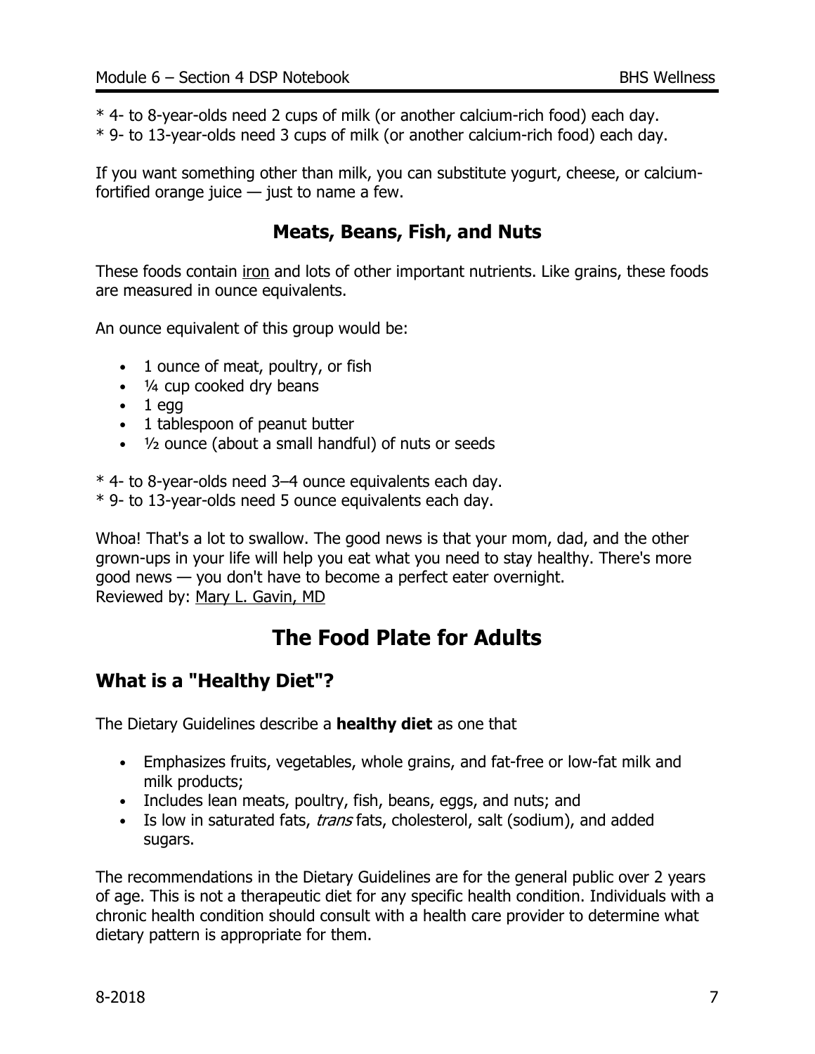* 4- to 8-year-olds need 2 cups of milk (or another calcium-rich food) each day.
* 9- to 13-year-olds need 3 cups of milk (or another calcium-rich food) each day.

If you want something other than milk, you can substitute yogurt, cheese, or calcium-fortified orange juice — just to name a few.

### Meats, Beans, Fish, and Nuts

These foods contain iron and lots of other important nutrients. Like grains, these foods are measured in ounce equivalents.

An ounce equivalent of this group would be:

- 1 ounce of meat, poultry, or fish
- ¼ cup cooked dry beans
- 1 egg
- 1 tablespoon of peanut butter
- ½ ounce (about a small handful) of nuts or seeds

* 4- to 8-year-olds need 3–4 ounce equivalents each day.
* 9- to 13-year-olds need 5 ounce equivalents each day.

Whoa! That's a lot to swallow. The good news is that your mom, dad, and the other grown-ups in your life will help you eat what you need to stay healthy. There's more good news — you don't have to become a perfect eater overnight.
Reviewed by: Mary L. Gavin, MD

# The Food Plate for Adults

## What is a "Healthy Diet"?

The Dietary Guidelines describe a **healthy diet** as one that

- Emphasizes fruits, vegetables, whole grains, and fat-free or low-fat milk and milk products;
- Includes lean meats, poultry, fish, beans, eggs, and nuts; and
- Is low in saturated fats, *trans* fats, cholesterol, salt (sodium), and added sugars.

The recommendations in the Dietary Guidelines are for the general public over 2 years of age. This is not a therapeutic diet for any specific health condition. Individuals with a chronic health condition should consult with a health care provider to determine what dietary pattern is appropriate for them.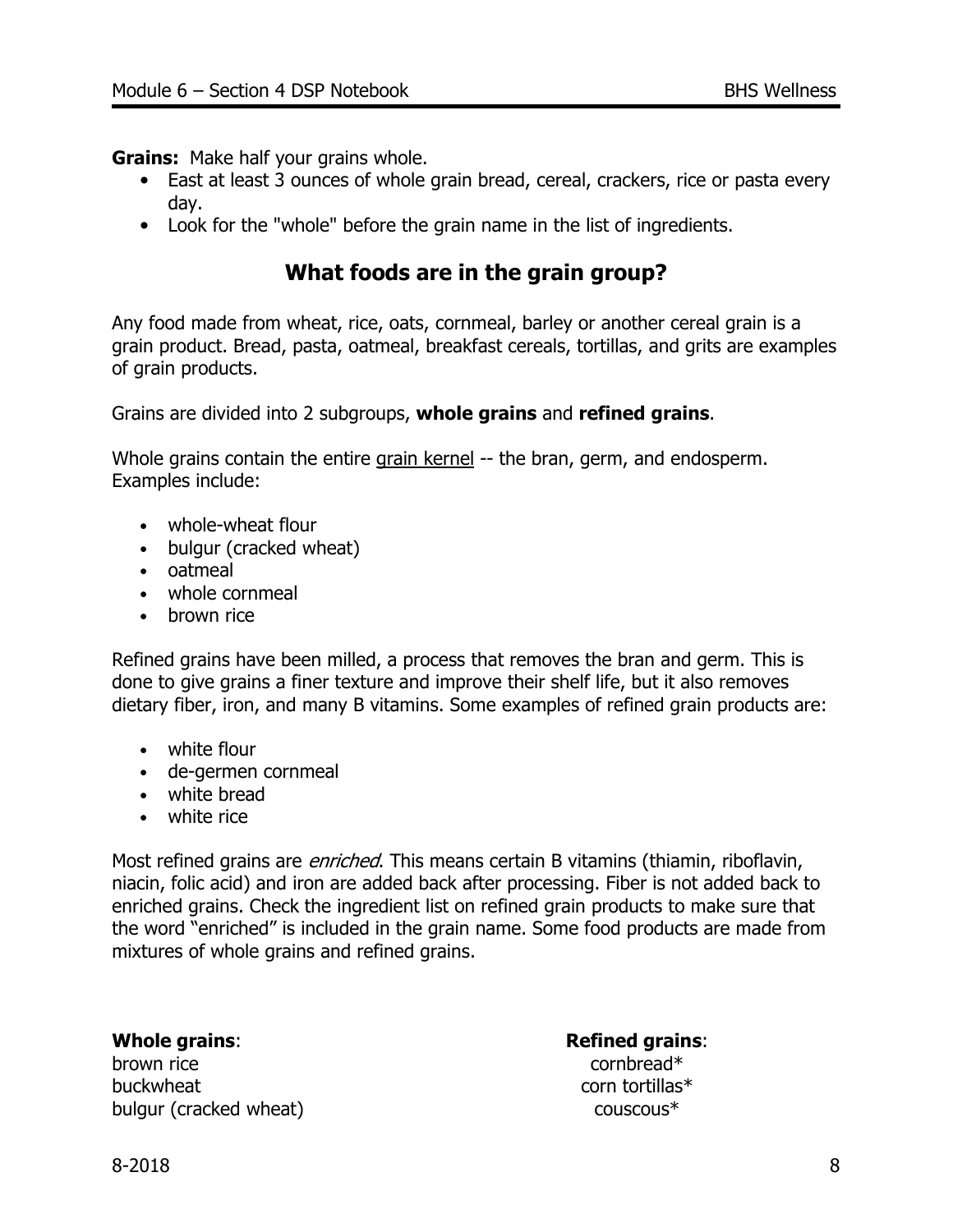**Grains:** Make half your grains whole.

- East at least 3 ounces of whole grain bread, cereal, crackers, rice or pasta every day.
- Look for the "whole" before the grain name in the list of ingredients.

## What foods are in the grain group?

Any food made from wheat, rice, oats, cornmeal, barley or another cereal grain is a grain product. Bread, pasta, oatmeal, breakfast cereals, tortillas, and grits are examples of grain products.

Grains are divided into 2 subgroups, **whole grains** and **refined grains**.

Whole grains contain the entire grain kernel -- the bran, germ, and endosperm. Examples include:

- whole-wheat flour
- bulgur (cracked wheat)
- oatmeal
- whole cornmeal
- brown rice

Refined grains have been milled, a process that removes the bran and germ. This is done to give grains a finer texture and improve their shelf life, but it also removes dietary fiber, iron, and many B vitamins. Some examples of refined grain products are:

- white flour
- de-germen cornmeal
- white bread
- white rice

Most refined grains are *enriched*. This means certain B vitamins (thiamin, riboflavin, niacin, folic acid) and iron are added back after processing. Fiber is not added back to enriched grains. Check the ingredient list on refined grain products to make sure that the word "enriched" is included in the grain name. Some food products are made from mixtures of whole grains and refined grains.

| **Whole grains**: | **Refined grains**: |
|---|---|
| brown rice | cornbread* |
| buckwheat | corn tortillas* |
| bulgur (cracked wheat) | couscous* |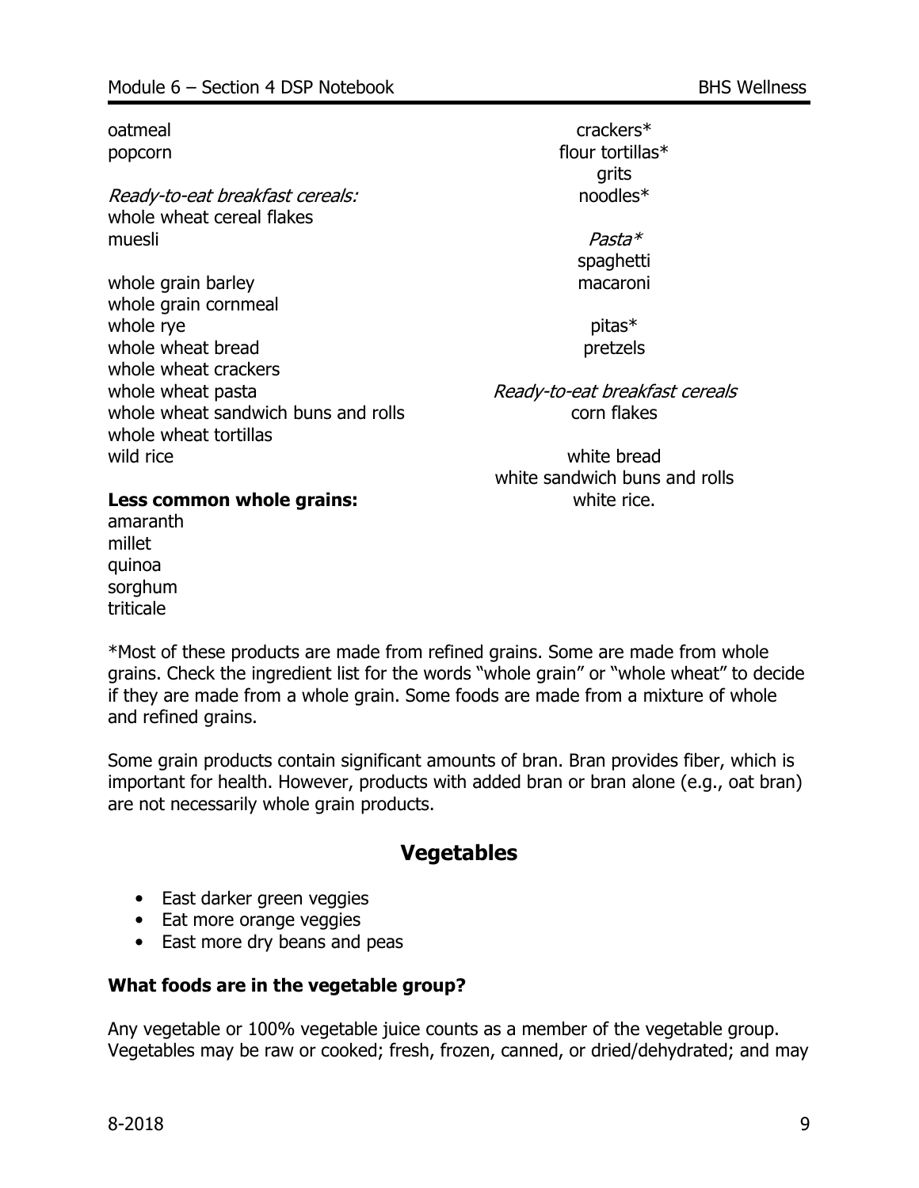oatmeal
popcorn

*Ready-to-eat breakfast cereals:*
whole wheat cereal flakes
muesli

whole grain barley
whole grain cornmeal
whole rye
whole wheat bread
whole wheat crackers
whole wheat pasta
whole wheat sandwich buns and rolls
whole wheat tortillas
wild rice

**Less common whole grains:**
amaranth
millet
quinoa
sorghum
triticale

crackers*
flour tortillas*
grits
noodles*

*Pasta**
spaghetti
macaroni

pitas*
pretzels

*Ready-to-eat breakfast cereals*
corn flakes

white bread
white sandwich buns and rolls
white rice.

*Most of these products are made from refined grains. Some are made from whole grains. Check the ingredient list for the words "whole grain" or "whole wheat" to decide if they are made from a whole grain. Some foods are made from a mixture of whole and refined grains.

Some grain products contain significant amounts of bran. Bran provides fiber, which is important for health. However, products with added bran or bran alone (e.g., oat bran) are not necessarily whole grain products.

## Vegetables

- East darker green veggies
- Eat more orange veggies
- East more dry beans and peas

**What foods are in the vegetable group?**

Any vegetable or 100% vegetable juice counts as a member of the vegetable group. Vegetables may be raw or cooked; fresh, frozen, canned, or dried/dehydrated; and may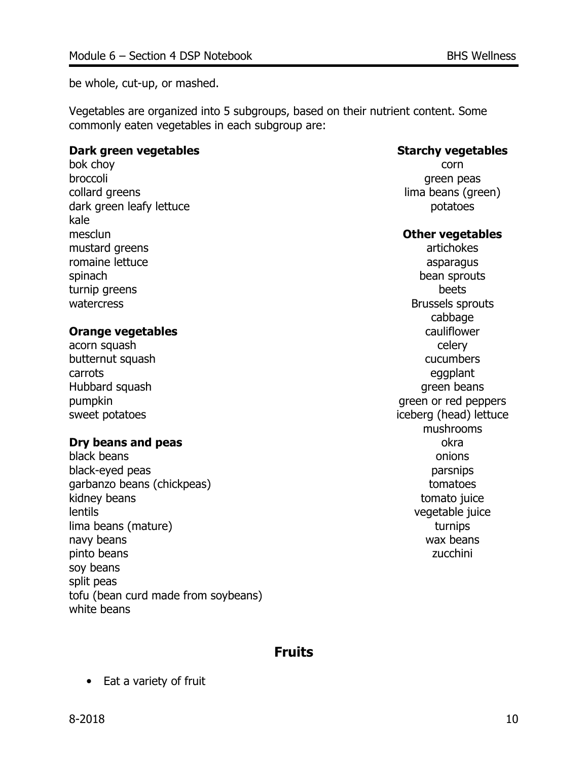be whole, cut-up, or mashed.

Vegetables are organized into 5 subgroups, based on their nutrient content. Some commonly eaten vegetables in each subgroup are:

**Dark green vegetables**

bok choy
broccoli
collard greens
dark green leafy lettuce
kale
mesclun
mustard greens
romaine lettuce
spinach
turnip greens
watercress

**Orange vegetables**

acorn squash
butternut squash
carrots
Hubbard squash
pumpkin
sweet potatoes

**Dry beans and peas**

black beans
black-eyed peas
garbanzo beans (chickpeas)
kidney beans
lentils
lima beans (mature)
navy beans
pinto beans
soy beans
split peas
tofu (bean curd made from soybeans)
white beans

**Starchy vegetables**

corn
green peas
lima beans (green)
potatoes

**Other vegetables**

artichokes
asparagus
bean sprouts
beets
Brussels sprouts
cabbage
cauliflower
celery
cucumbers
eggplant
green beans
green or red peppers
iceberg (head) lettuce
mushrooms
okra
onions
parsnips
tomatoes
tomato juice
vegetable juice
turnips
wax beans
zucchini

## Fruits

- Eat a variety of fruit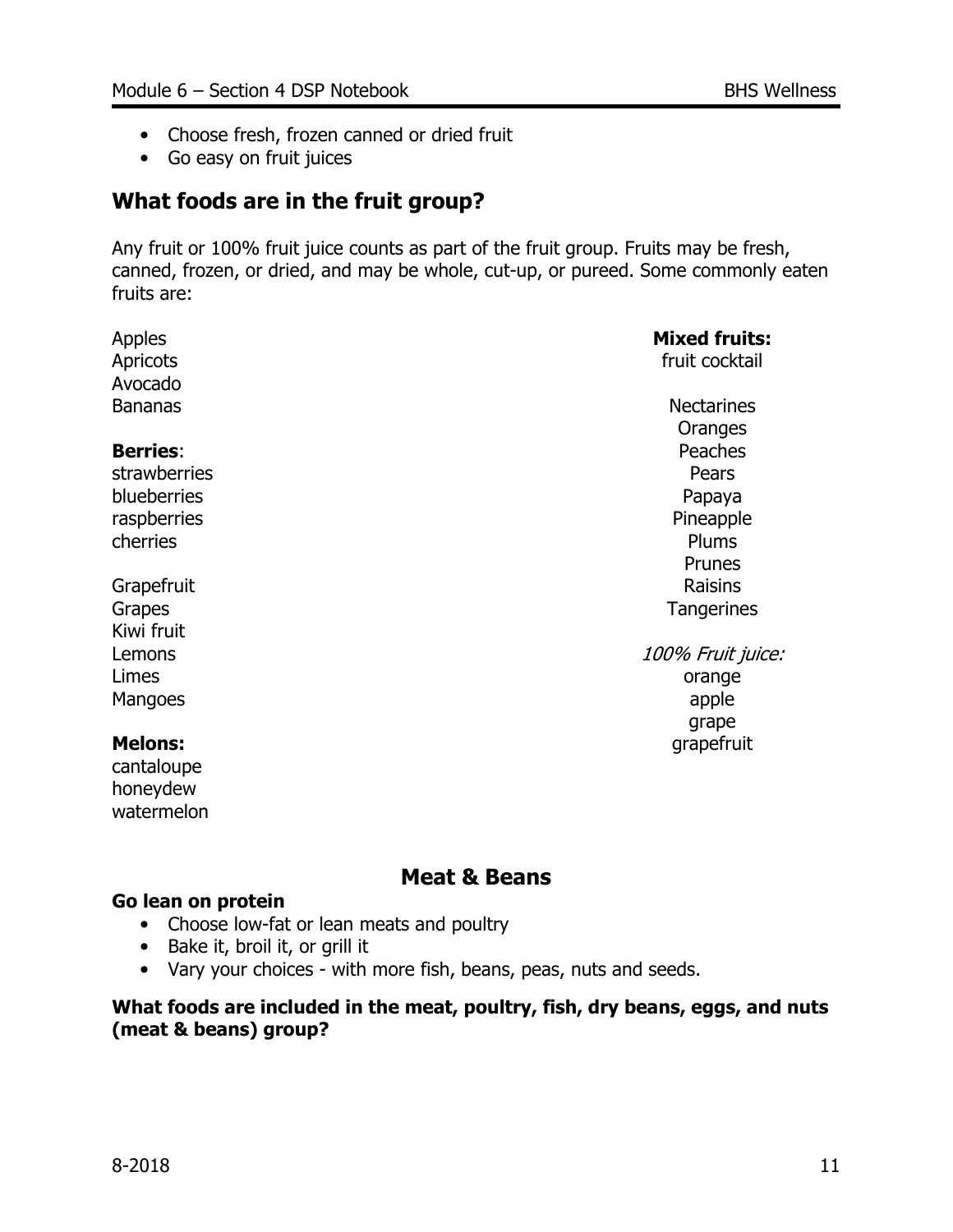- Choose fresh, frozen canned or dried fruit
- Go easy on fruit juices

## What foods are in the fruit group?

Any fruit or 100% fruit juice counts as part of the fruit group. Fruits may be fresh, canned, frozen, or dried, and may be whole, cut-up, or pureed. Some commonly eaten fruits are:

Apples
Apricots
Avocado
Bananas

**Berries**:
strawberries
blueberries
raspberries
cherries

Grapefruit
Grapes
Kiwi fruit
Lemons
Limes
Mangoes

**Melons:**
cantaloupe
honeydew
watermelon

**Mixed fruits:**
fruit cocktail

Nectarines
Oranges
Peaches
Pears
Papaya
Pineapple
Plums
Prunes
Raisins
Tangerines

*100% Fruit juice:*
orange
apple
grape
grapefruit

## Meat & Beans

**Go lean on protein**

- Choose low-fat or lean meats and poultry
- Bake it, broil it, or grill it
- Vary your choices - with more fish, beans, peas, nuts and seeds.

**What foods are included in the meat, poultry, fish, dry beans, eggs, and nuts (meat & beans) group?**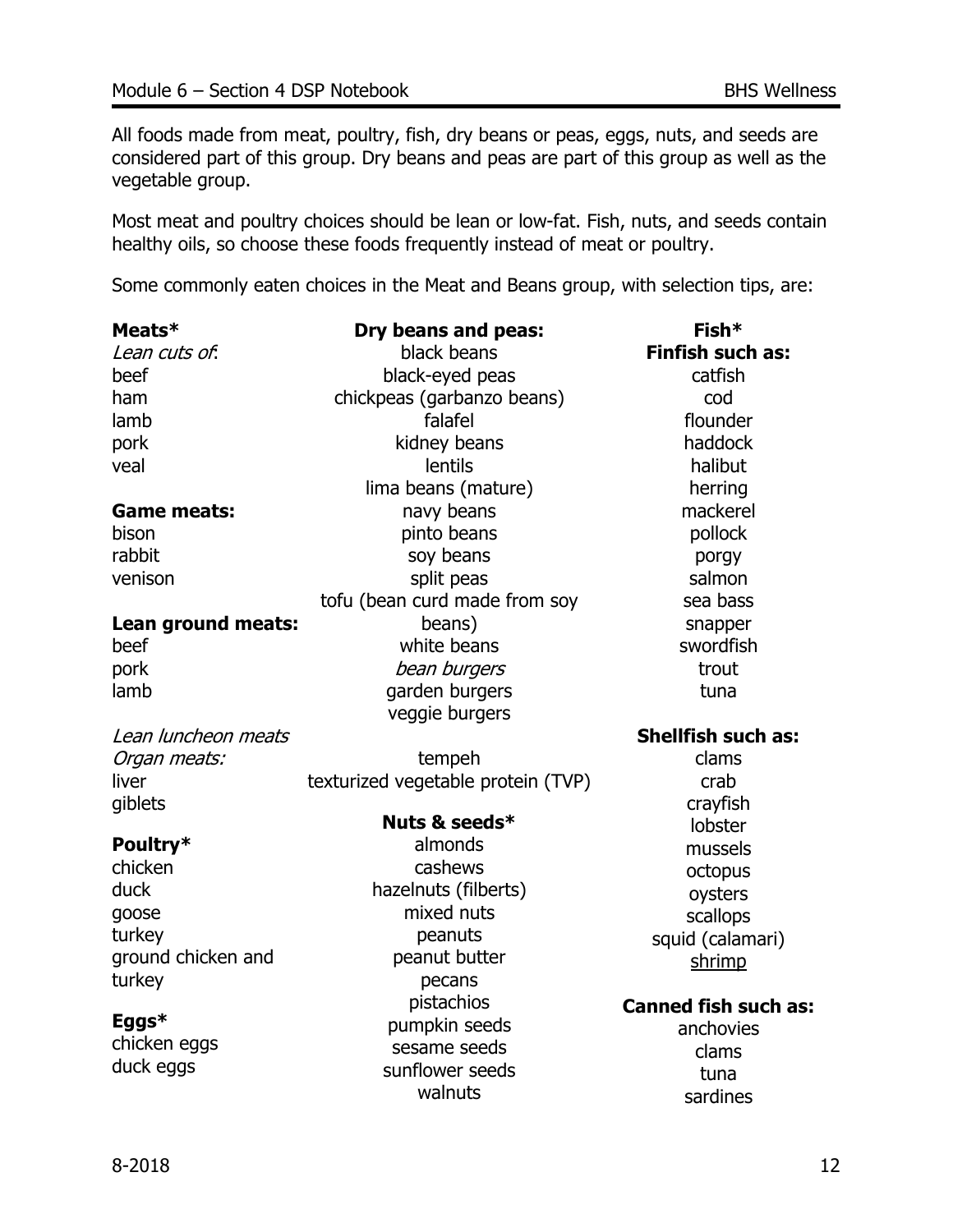All foods made from meat, poultry, fish, dry beans or peas, eggs, nuts, and seeds are considered part of this group. Dry beans and peas are part of this group as well as the vegetable group.

Most meat and poultry choices should be lean or low-fat. Fish, nuts, and seeds contain healthy oils, so choose these foods frequently instead of meat or poultry.

Some commonly eaten choices in the Meat and Beans group, with selection tips, are:

**Meats***

*Lean cuts of*:
beef
ham
lamb
pork
veal

**Game meats:**
bison
rabbit
venison

**Lean ground meats:**
beef
pork
lamb

*Lean luncheon meats*

*Organ meats:*
liver
giblets

**Poultry***
chicken
duck
goose
turkey
ground chicken and turkey

**Eggs***
chicken eggs
duck eggs

**Dry beans and peas:**
black beans
black-eyed peas
chickpeas (garbanzo beans)
falafel
kidney beans
lentils
lima beans (mature)
navy beans
pinto beans
soy beans
split peas
tofu (bean curd made from soy beans)
white beans
*bean burgers*
garden burgers
veggie burgers

tempeh
texturized vegetable protein (TVP)

**Nuts & seeds***
almonds
cashews
hazelnuts (filberts)
mixed nuts
peanuts
peanut butter
pecans
pistachios
pumpkin seeds
sesame seeds
sunflower seeds
walnuts

**Fish***

**Finfish such as:**
catfish
cod
flounder
haddock
halibut
herring
mackerel
pollock
porgy
salmon
sea bass
snapper
swordfish
trout
tuna

**Shellfish such as:**
clams
crab
crayfish
lobster
mussels
octopus
oysters
scallops
squid (calamari)
shrimp

**Canned fish such as:**
anchovies
clams
tuna
sardines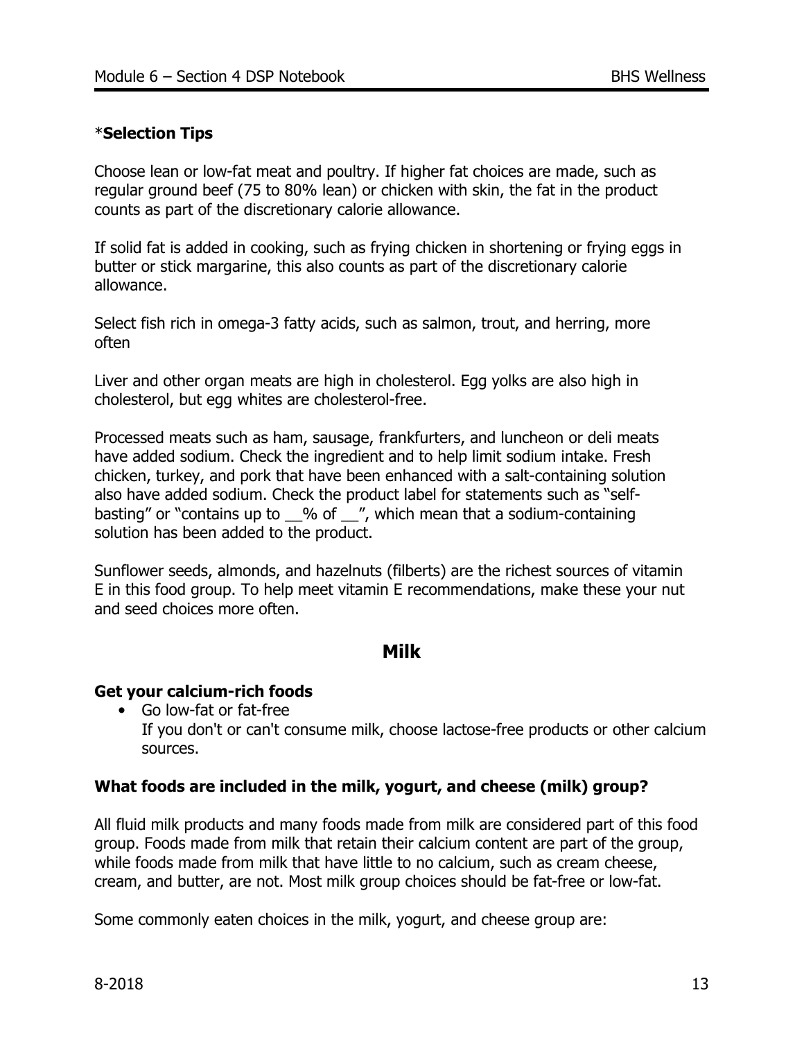*Selection Tips

Choose lean or low-fat meat and poultry. If higher fat choices are made, such as regular ground beef (75 to 80% lean) or chicken with skin, the fat in the product counts as part of the discretionary calorie allowance.

If solid fat is added in cooking, such as frying chicken in shortening or frying eggs in butter or stick margarine, this also counts as part of the discretionary calorie allowance.

Select fish rich in omega-3 fatty acids, such as salmon, trout, and herring, more often

Liver and other organ meats are high in cholesterol. Egg yolks are also high in cholesterol, but egg whites are cholesterol-free.

Processed meats such as ham, sausage, frankfurters, and luncheon or deli meats have added sodium. Check the ingredient and to help limit sodium intake. Fresh chicken, turkey, and pork that have been enhanced with a salt-containing solution also have added sodium. Check the product label for statements such as "self-basting" or "contains up to __% of __", which mean that a sodium-containing solution has been added to the product.

Sunflower seeds, almonds, and hazelnuts (filberts) are the richest sources of vitamin E in this food group. To help meet vitamin E recommendations, make these your nut and seed choices more often.

## Milk

**Get your calcium-rich foods**

- Go low-fat or fat-free
  If you don't or can't consume milk, choose lactose-free products or other calcium sources.

**What foods are included in the milk, yogurt, and cheese (milk) group?**

All fluid milk products and many foods made from milk are considered part of this food group. Foods made from milk that retain their calcium content are part of the group, while foods made from milk that have little to no calcium, such as cream cheese, cream, and butter, are not. Most milk group choices should be fat-free or low-fat.

Some commonly eaten choices in the milk, yogurt, and cheese group are: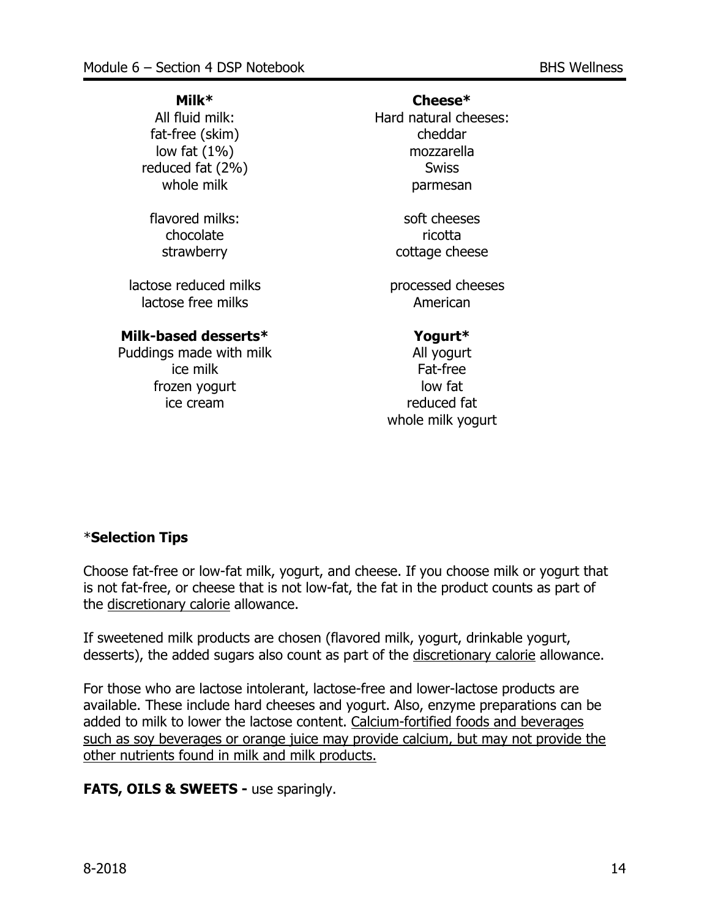**Milk***

All fluid milk:
fat-free (skim)
low fat (1%)
reduced fat (2%)
whole milk

flavored milks:
chocolate
strawberry

lactose reduced milks
lactose free milks

**Milk-based desserts***

Puddings made with milk
ice milk
frozen yogurt
ice cream

**Cheese***

Hard natural cheeses:
cheddar
mozzarella
Swiss
parmesan

soft cheeses
ricotta
cottage cheese

processed cheeses
American

**Yogurt***

All yogurt
Fat-free
low fat
reduced fat
whole milk yogurt

*__Selection Tips__

Choose fat-free or low-fat milk, yogurt, and cheese. If you choose milk or yogurt that is not fat-free, or cheese that is not low-fat, the fat in the product counts as part of the discretionary calorie allowance.

If sweetened milk products are chosen (flavored milk, yogurt, drinkable yogurt, desserts), the added sugars also count as part of the discretionary calorie allowance.

For those who are lactose intolerant, lactose-free and lower-lactose products are available. These include hard cheeses and yogurt. Also, enzyme preparations can be added to milk to lower the lactose content. Calcium-fortified foods and beverages such as soy beverages or orange juice may provide calcium, but may not provide the other nutrients found in milk and milk products.

**FATS, OILS & SWEETS -** use sparingly.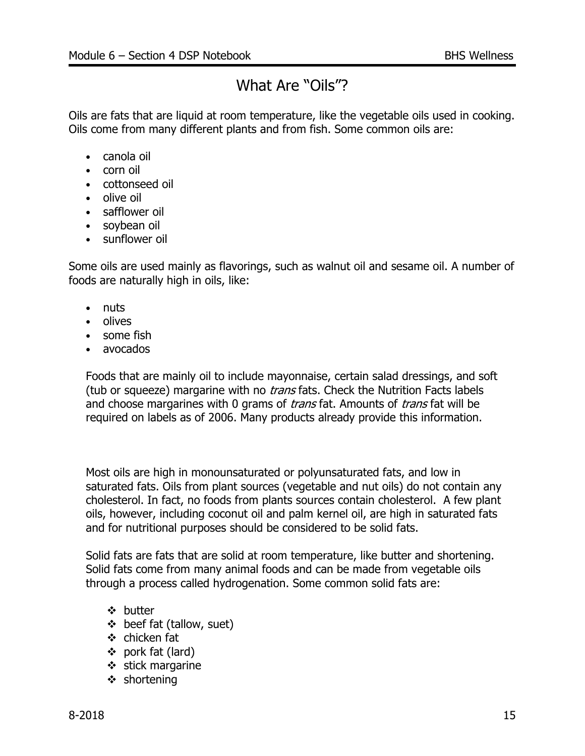# What Are "Oils"?

Oils are fats that are liquid at room temperature, like the vegetable oils used in cooking. Oils come from many different plants and from fish. Some common oils are:

- canola oil
- corn oil
- cottonseed oil
- olive oil
- safflower oil
- soybean oil
- sunflower oil

Some oils are used mainly as flavorings, such as walnut oil and sesame oil. A number of foods are naturally high in oils, like:

- nuts
- olives
- some fish
- avocados

Foods that are mainly oil to include mayonnaise, certain salad dressings, and soft (tub or squeeze) margarine with no *trans* fats. Check the Nutrition Facts labels and choose margarines with 0 grams of *trans* fat. Amounts of *trans* fat will be required on labels as of 2006. Many products already provide this information.

Most oils are high in monounsaturated or polyunsaturated fats, and low in saturated fats. Oils from plant sources (vegetable and nut oils) do not contain any cholesterol. In fact, no foods from plants sources contain cholesterol. A few plant oils, however, including coconut oil and palm kernel oil, are high in saturated fats and for nutritional purposes should be considered to be solid fats.

Solid fats are fats that are solid at room temperature, like butter and shortening. Solid fats come from many animal foods and can be made from vegetable oils through a process called hydrogenation. Some common solid fats are:

- butter
- beef fat (tallow, suet)
- chicken fat
- pork fat (lard)
- stick margarine
- shortening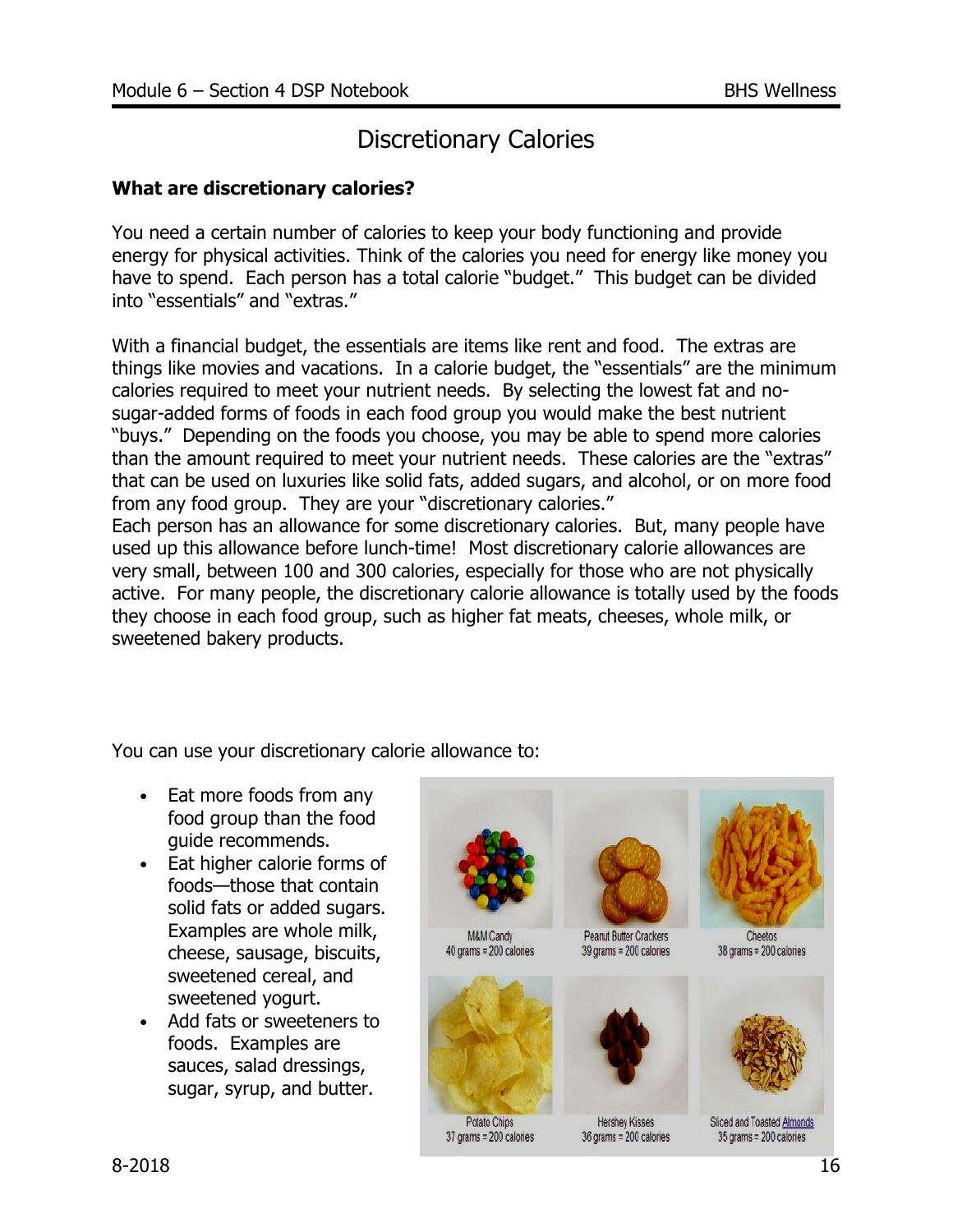# Discretionary Calories

**What are discretionary calories?**

You need a certain number of calories to keep your body functioning and provide energy for physical activities. Think of the calories you need for energy like money you have to spend. Each person has a total calorie "budget." This budget can be divided into "essentials" and "extras."

With a financial budget, the essentials are items like rent and food. The extras are things like movies and vacations. In a calorie budget, the "essentials" are the minimum calories required to meet your nutrient needs. By selecting the lowest fat and no-sugar-added forms of foods in each food group you would make the best nutrient "buys." Depending on the foods you choose, you may be able to spend more calories than the amount required to meet your nutrient needs. These calories are the "extras" that can be used on luxuries like solid fats, added sugars, and alcohol, or on more food from any food group. They are your "discretionary calories."

Each person has an allowance for some discretionary calories. But, many people have used up this allowance before lunch-time! Most discretionary calorie allowances are very small, between 100 and 300 calories, especially for those who are not physically active. For many people, the discretionary calorie allowance is totally used by the foods they choose in each food group, such as higher fat meats, cheeses, whole milk, or sweetened bakery products.

You can use your discretionary calorie allowance to:

- Eat more foods from any food group than the food guide recommends.
- Eat higher calorie forms of foods—those that contain solid fats or added sugars. Examples are whole milk, cheese, sausage, biscuits, sweetened cereal, and sweetened yogurt.
- Add fats or sweeteners to foods. Examples are sauces, salad dressings, sugar, syrup, and butter.

M&M Candy
40 grams = 200 calories

Peanut Butter Crackers
39 grams = 200 calories

Cheetos
38 grams = 200 calories

Potato Chips
37 grams = 200 calories

Hershey Kisses
36 grams = 200 calories

Sliced and Toasted Almonds
35 grams = 200 calories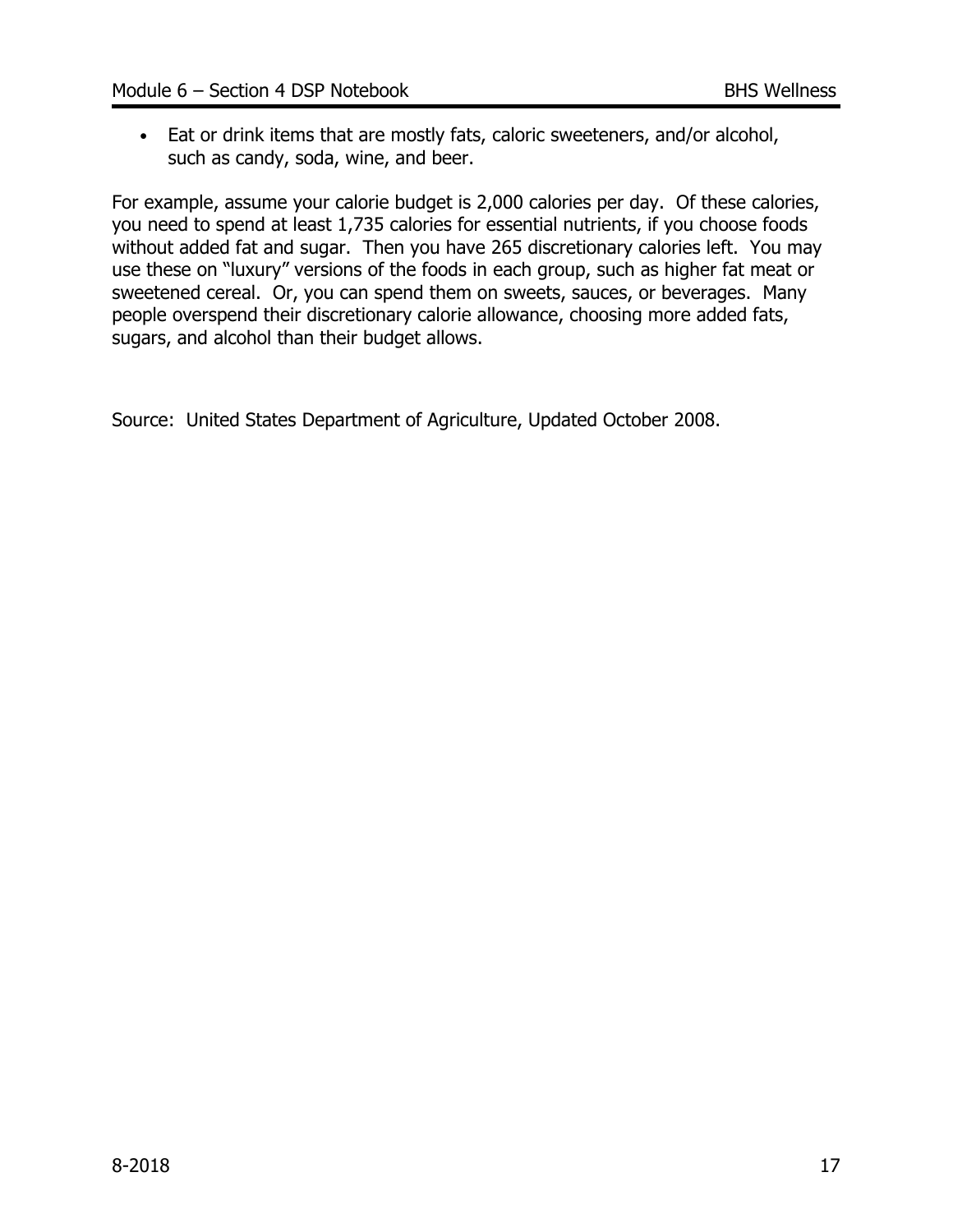- Eat or drink items that are mostly fats, caloric sweeteners, and/or alcohol, such as candy, soda, wine, and beer.

For example, assume your calorie budget is 2,000 calories per day. Of these calories, you need to spend at least 1,735 calories for essential nutrients, if you choose foods without added fat and sugar. Then you have 265 discretionary calories left. You may use these on "luxury" versions of the foods in each group, such as higher fat meat or sweetened cereal. Or, you can spend them on sweets, sauces, or beverages. Many people overspend their discretionary calorie allowance, choosing more added fats, sugars, and alcohol than their budget allows.

Source: United States Department of Agriculture, Updated October 2008.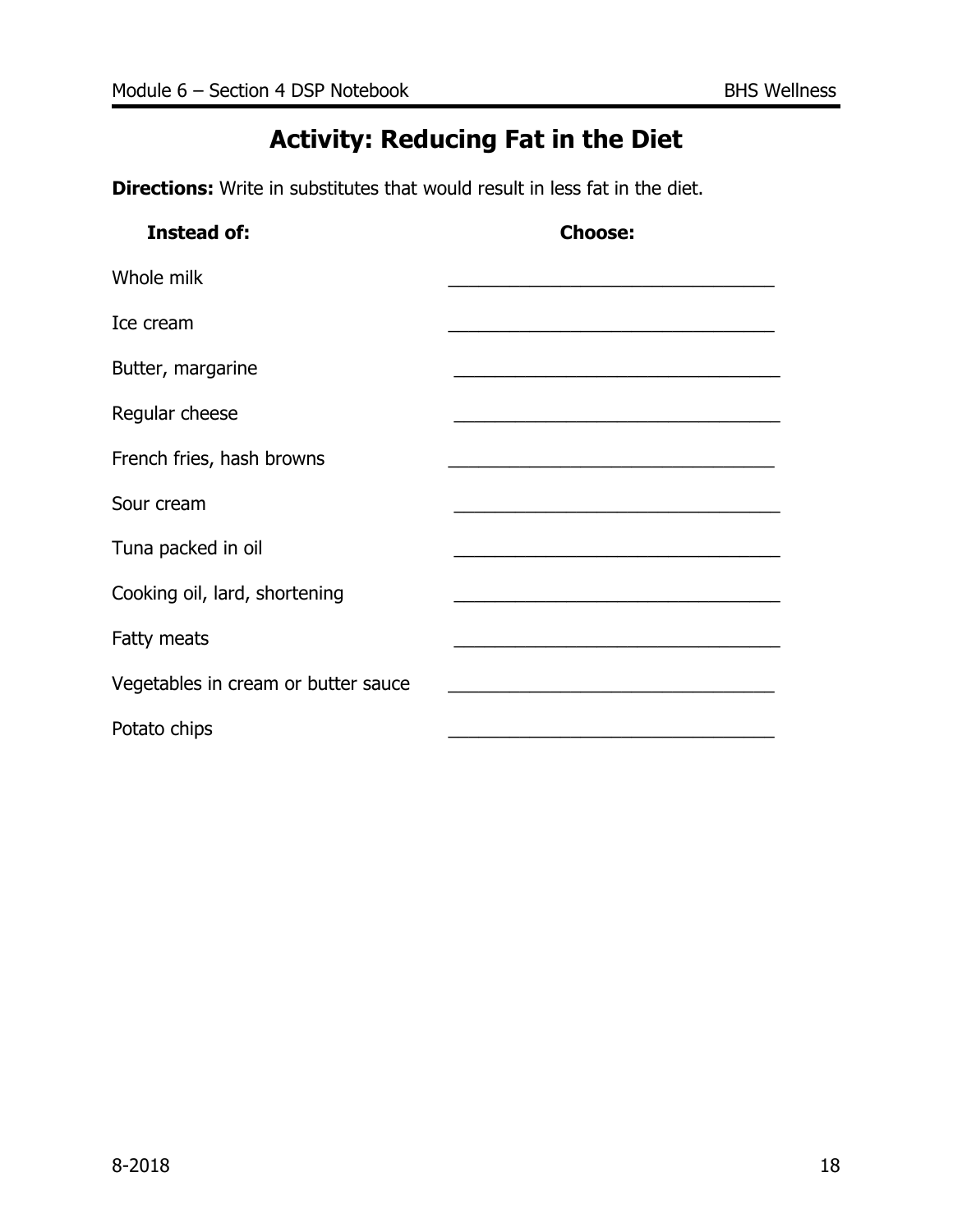# Activity: Reducing Fat in the Diet

**Directions:** Write in substitutes that would result in less fat in the diet.

| **Instead of:** | **Choose:** |
| --- | --- |
| Whole milk | ________________________________ |
| Ice cream | ________________________________ |
| Butter, margarine | ________________________________ |
| Regular cheese | ________________________________ |
| French fries, hash browns | ________________________________ |
| Sour cream | ________________________________ |
| Tuna packed in oil | ________________________________ |
| Cooking oil, lard, shortening | ________________________________ |
| Fatty meats | ________________________________ |
| Vegetables in cream or butter sauce | ________________________________ |
| Potato chips | ________________________________ |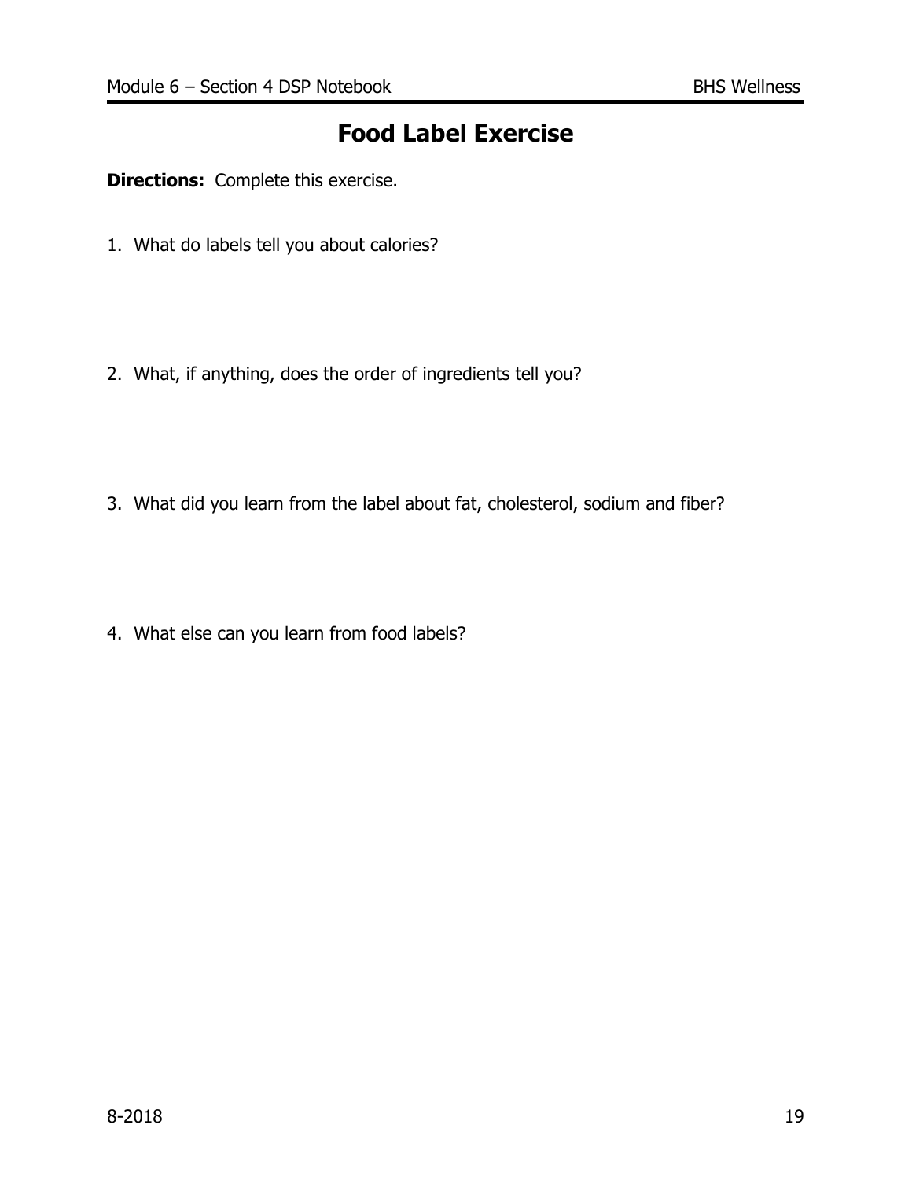# Food Label Exercise

**Directions:** Complete this exercise.

1. What do labels tell you about calories?

2. What, if anything, does the order of ingredients tell you?

3. What did you learn from the label about fat, cholesterol, sodium and fiber?

4. What else can you learn from food labels?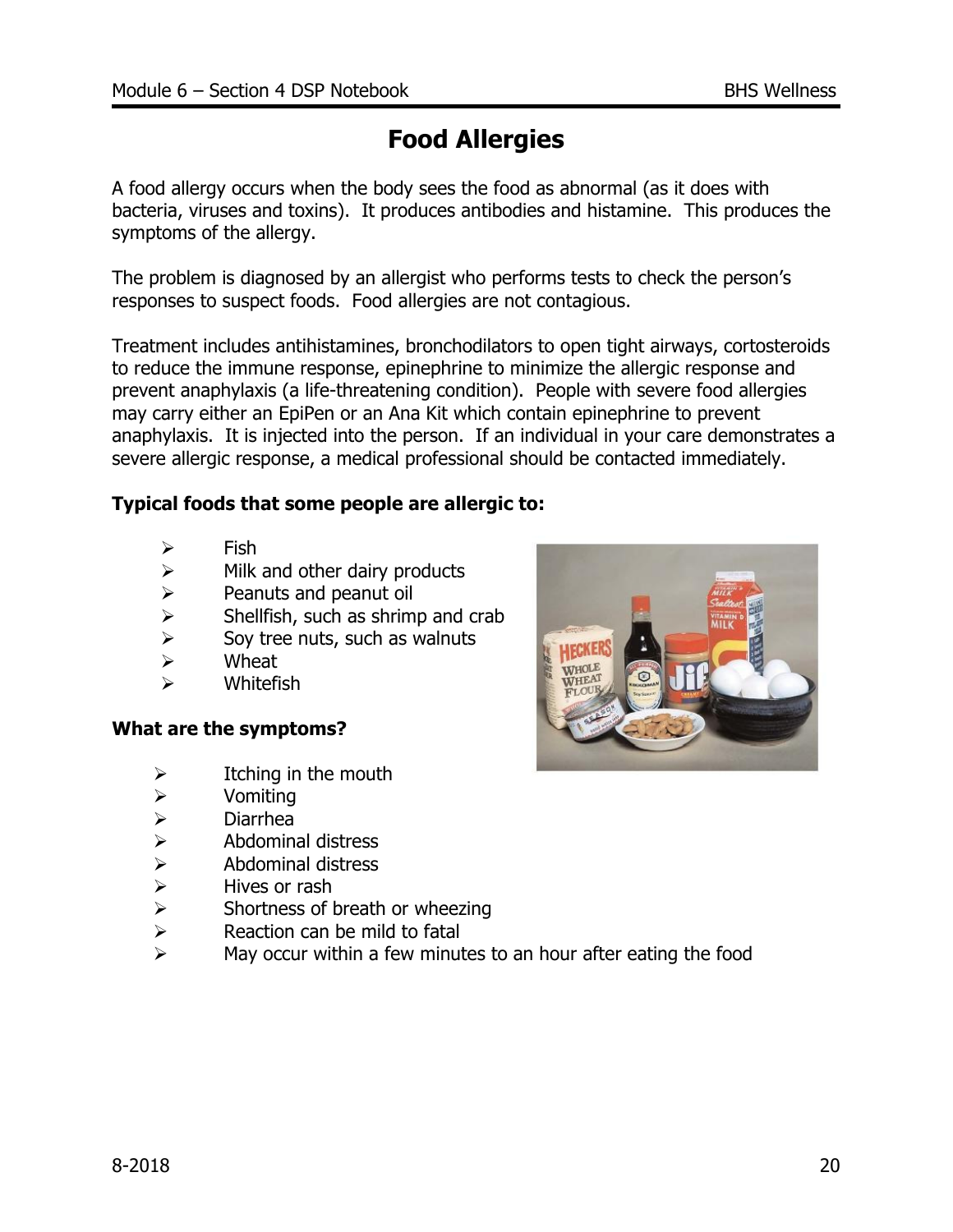# Food Allergies

A food allergy occurs when the body sees the food as abnormal (as it does with bacteria, viruses and toxins). It produces antibodies and histamine. This produces the symptoms of the allergy.

The problem is diagnosed by an allergist who performs tests to check the person's responses to suspect foods. Food allergies are not contagious.

Treatment includes antihistamines, bronchodilators to open tight airways, cortosteroids to reduce the immune response, epinephrine to minimize the allergic response and prevent anaphylaxis (a life-threatening condition). People with severe food allergies may carry either an EpiPen or an Ana Kit which contain epinephrine to prevent anaphylaxis. It is injected into the person. If an individual in your care demonstrates a severe allergic response, a medical professional should be contacted immediately.

**Typical foods that some people are allergic to:**

- Fish
- Milk and other dairy products
- Peanuts and peanut oil
- Shellfish, such as shrimp and crab
- Soy tree nuts, such as walnuts
- Wheat
- Whitefish

**What are the symptoms?**

- Itching in the mouth
- Vomiting
- Diarrhea
- Abdominal distress
- Abdominal distress
- Hives or rash
- Shortness of breath or wheezing
- Reaction can be mild to fatal
- May occur within a few minutes to an hour after eating the food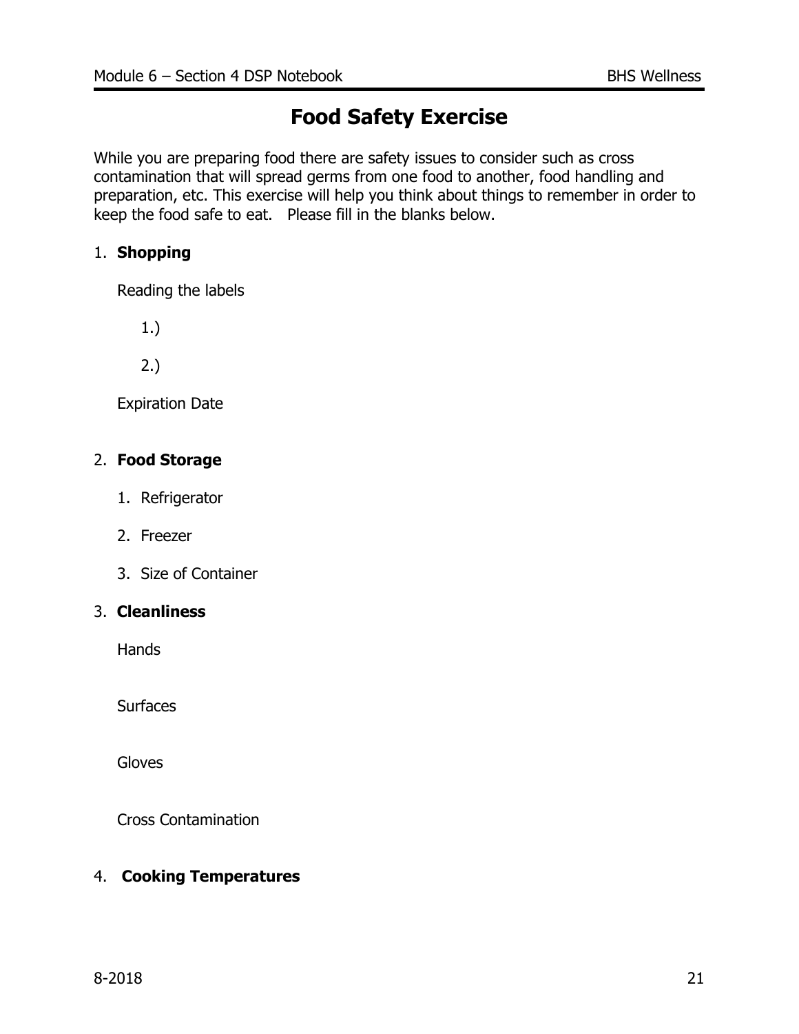# Food Safety Exercise

While you are preparing food there are safety issues to consider such as cross contamination that will spread germs from one food to another, food handling and preparation, etc. This exercise will help you think about things to remember in order to keep the food safe to eat. Please fill in the blanks below.

1. **Shopping**

   Reading the labels

   1.)

   2.)

   Expiration Date

2. **Food Storage**

   1. Refrigerator
   2. Freezer
   3. Size of Container

3. **Cleanliness**

   Hands

   Surfaces

   Gloves

   Cross Contamination

4. **Cooking Temperatures**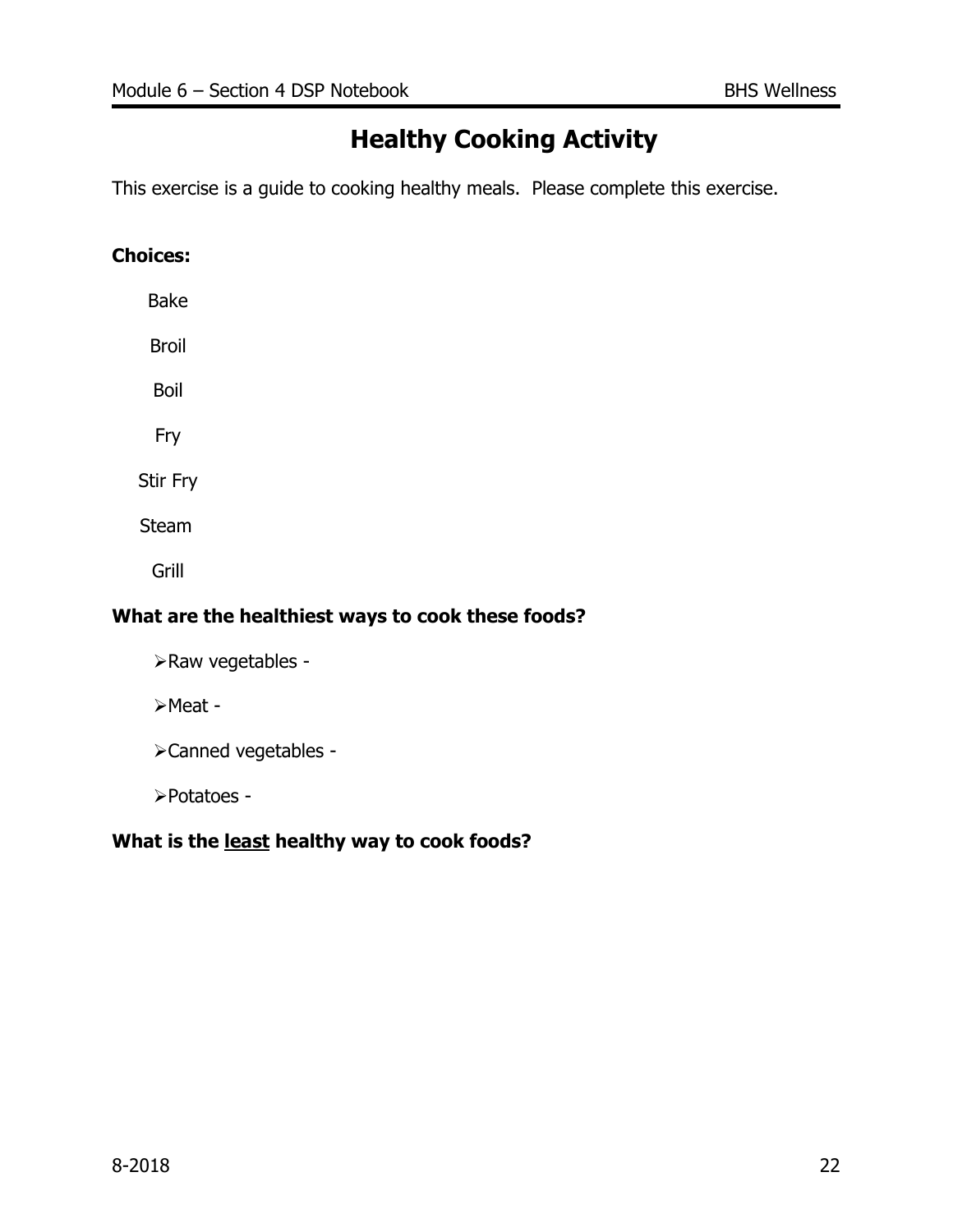# Healthy Cooking Activity

This exercise is a guide to cooking healthy meals. Please complete this exercise.

**Choices:**

Bake

Broil

Boil

Fry

Stir Fry

Steam

Grill

**What are the healthiest ways to cook these foods?**

- Raw vegetables -
- Meat -
- Canned vegetables -
- Potatoes -

**What is the <u>least</u> healthy way to cook foods?**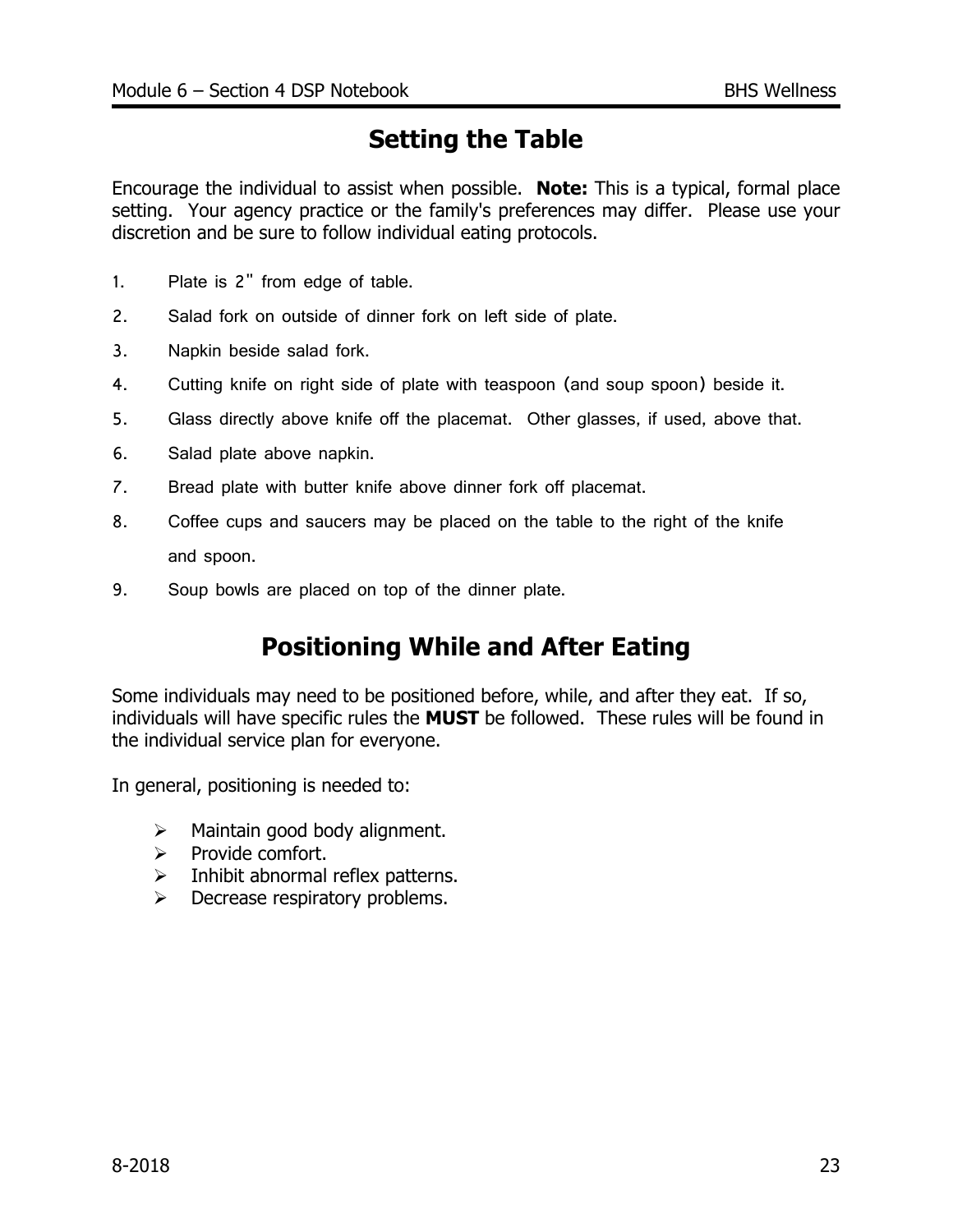## Setting the Table

Encourage the individual to assist when possible. **Note:** This is a typical, formal place setting. Your agency practice or the family's preferences may differ. Please use your discretion and be sure to follow individual eating protocols.

1. Plate is 2" from edge of table.
2. Salad fork on outside of dinner fork on left side of plate.
3. Napkin beside salad fork.
4. Cutting knife on right side of plate with teaspoon (and soup spoon) beside it.
5. Glass directly above knife off the placemat. Other glasses, if used, above that.
6. Salad plate above napkin.
7. Bread plate with butter knife above dinner fork off placemat.
8. Coffee cups and saucers may be placed on the table to the right of the knife and spoon.
9. Soup bowls are placed on top of the dinner plate.

## Positioning While and After Eating

Some individuals may need to be positioned before, while, and after they eat. If so, individuals will have specific rules the **MUST** be followed. These rules will be found in the individual service plan for everyone.

In general, positioning is needed to:

- Maintain good body alignment.
- Provide comfort.
- Inhibit abnormal reflex patterns.
- Decrease respiratory problems.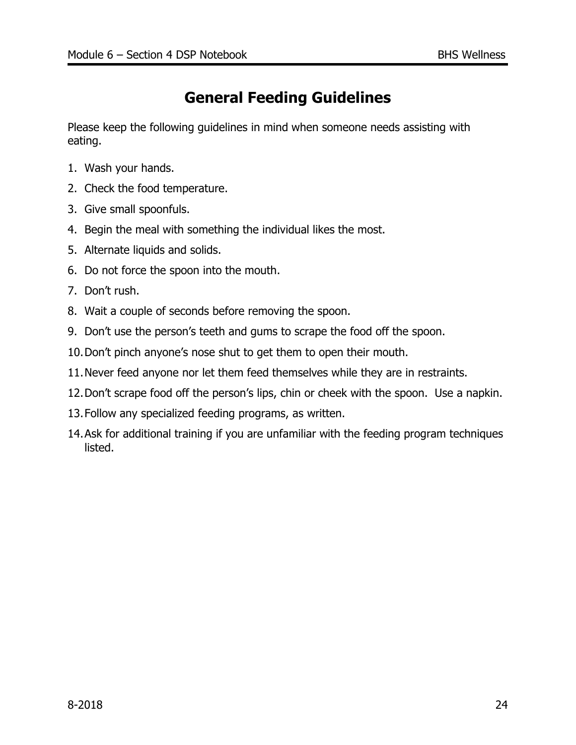# General Feeding Guidelines

Please keep the following guidelines in mind when someone needs assisting with eating.

1. Wash your hands.
2. Check the food temperature.
3. Give small spoonfuls.
4. Begin the meal with something the individual likes the most.
5. Alternate liquids and solids.
6. Do not force the spoon into the mouth.
7. Don't rush.
8. Wait a couple of seconds before removing the spoon.
9. Don't use the person's teeth and gums to scrape the food off the spoon.
10. Don't pinch anyone's nose shut to get them to open their mouth.
11. Never feed anyone nor let them feed themselves while they are in restraints.
12. Don't scrape food off the person's lips, chin or cheek with the spoon. Use a napkin.
13. Follow any specialized feeding programs, as written.
14. Ask for additional training if you are unfamiliar with the feeding program techniques listed.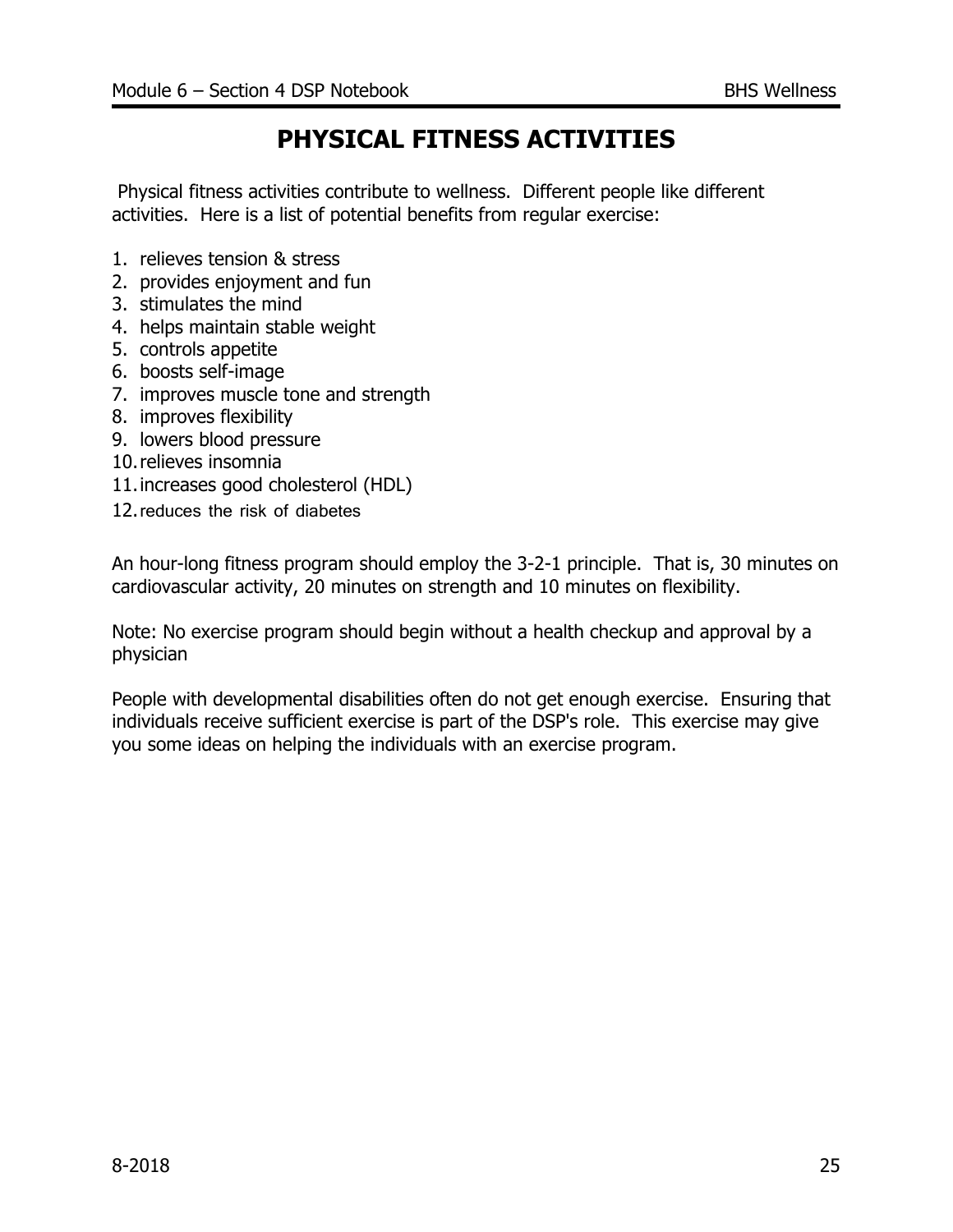# PHYSICAL FITNESS ACTIVITIES

Physical fitness activities contribute to wellness. Different people like different activities. Here is a list of potential benefits from regular exercise:

1. relieves tension & stress
2. provides enjoyment and fun
3. stimulates the mind
4. helps maintain stable weight
5. controls appetite
6. boosts self-image
7. improves muscle tone and strength
8. improves flexibility
9. lowers blood pressure
10. relieves insomnia
11. increases good cholesterol (HDL)
12. reduces the risk of diabetes

An hour-long fitness program should employ the 3-2-1 principle. That is, 30 minutes on cardiovascular activity, 20 minutes on strength and 10 minutes on flexibility.

Note: No exercise program should begin without a health checkup and approval by a physician

People with developmental disabilities often do not get enough exercise. Ensuring that individuals receive sufficient exercise is part of the DSP's role. This exercise may give you some ideas on helping the individuals with an exercise program.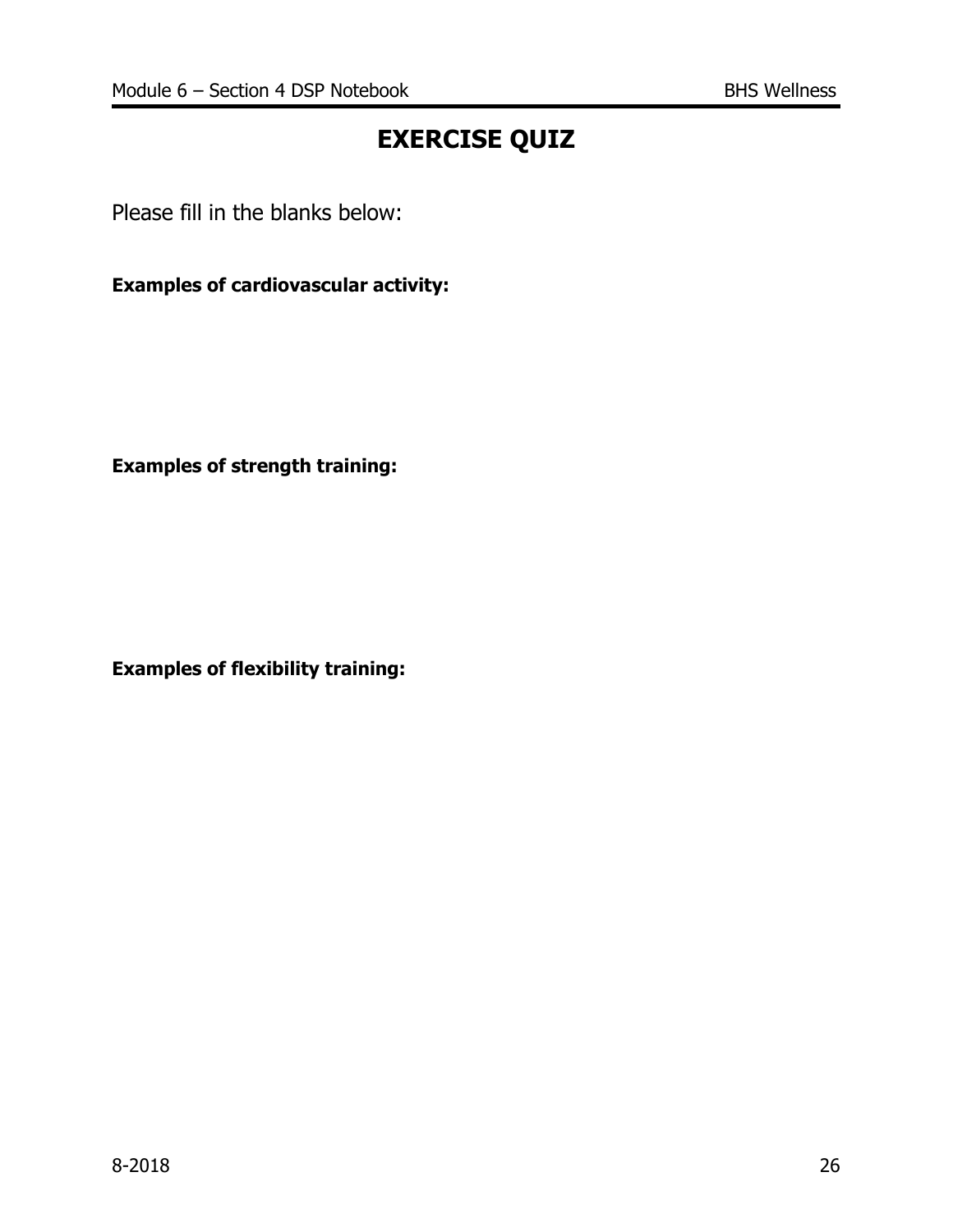# EXERCISE QUIZ

Please fill in the blanks below:

**Examples of cardiovascular activity:**

**Examples of strength training:**

**Examples of flexibility training:**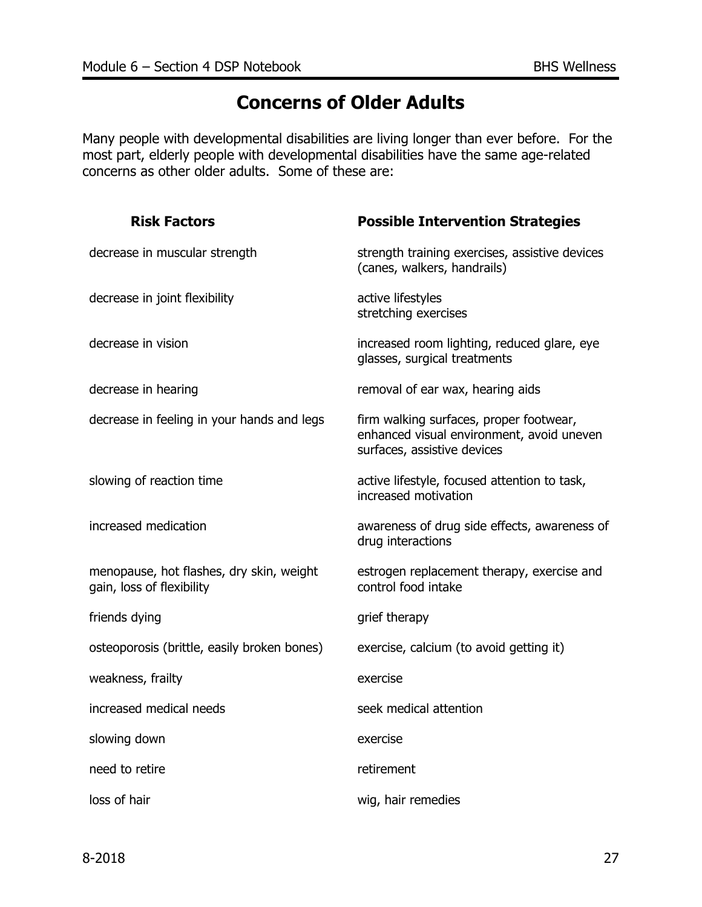# Concerns of Older Adults

Many people with developmental disabilities are living longer than ever before. For the most part, elderly people with developmental disabilities have the same age-related concerns as other older adults. Some of these are:

| Risk Factors | Possible Intervention Strategies |
|---|---|
| decrease in muscular strength | strength training exercises, assistive devices (canes, walkers, handrails) |
| decrease in joint flexibility | active lifestyles<br>stretching exercises |
| decrease in vision | increased room lighting, reduced glare, eye glasses, surgical treatments |
| decrease in hearing | removal of ear wax, hearing aids |
| decrease in feeling in your hands and legs | firm walking surfaces, proper footwear, enhanced visual environment, avoid uneven surfaces, assistive devices |
| slowing of reaction time | active lifestyle, focused attention to task, increased motivation |
| increased medication | awareness of drug side effects, awareness of drug interactions |
| menopause, hot flashes, dry skin, weight gain, loss of flexibility | estrogen replacement therapy, exercise and control food intake |
| friends dying | grief therapy |
| osteoporosis (brittle, easily broken bones) | exercise, calcium (to avoid getting it) |
| weakness, frailty | exercise |
| increased medical needs | seek medical attention |
| slowing down | exercise |
| need to retire | retirement |
| loss of hair | wig, hair remedies |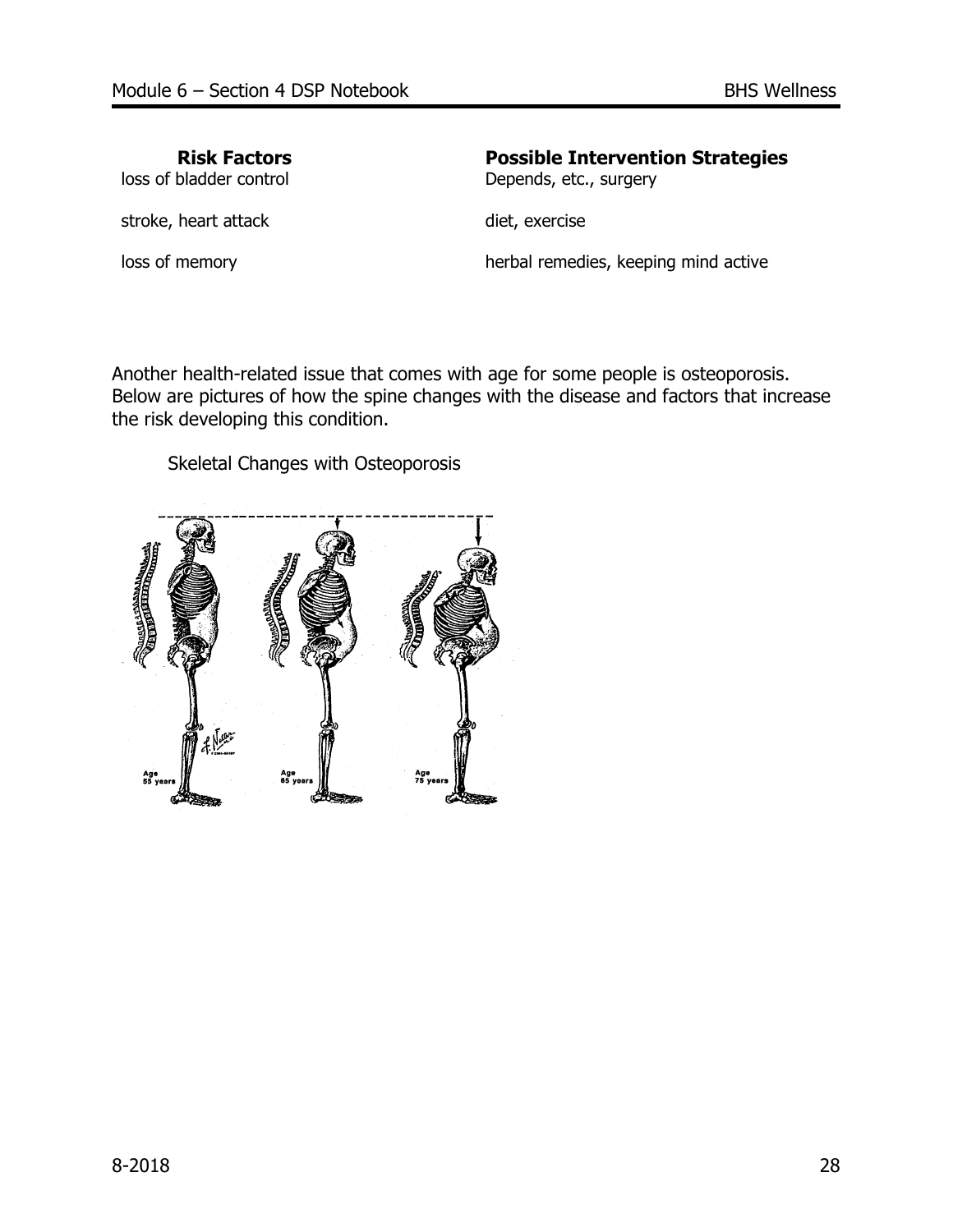| Risk Factors | Possible Intervention Strategies |
|---|---|
| loss of bladder control | Depends, etc., surgery |
| stroke, heart attack | diet, exercise |
| loss of memory | herbal remedies, keeping mind active |

Another health-related issue that comes with age for some people is osteoporosis. Below are pictures of how the spine changes with the disease and factors that increase the risk developing this condition.

Skeletal Changes with Osteoporosis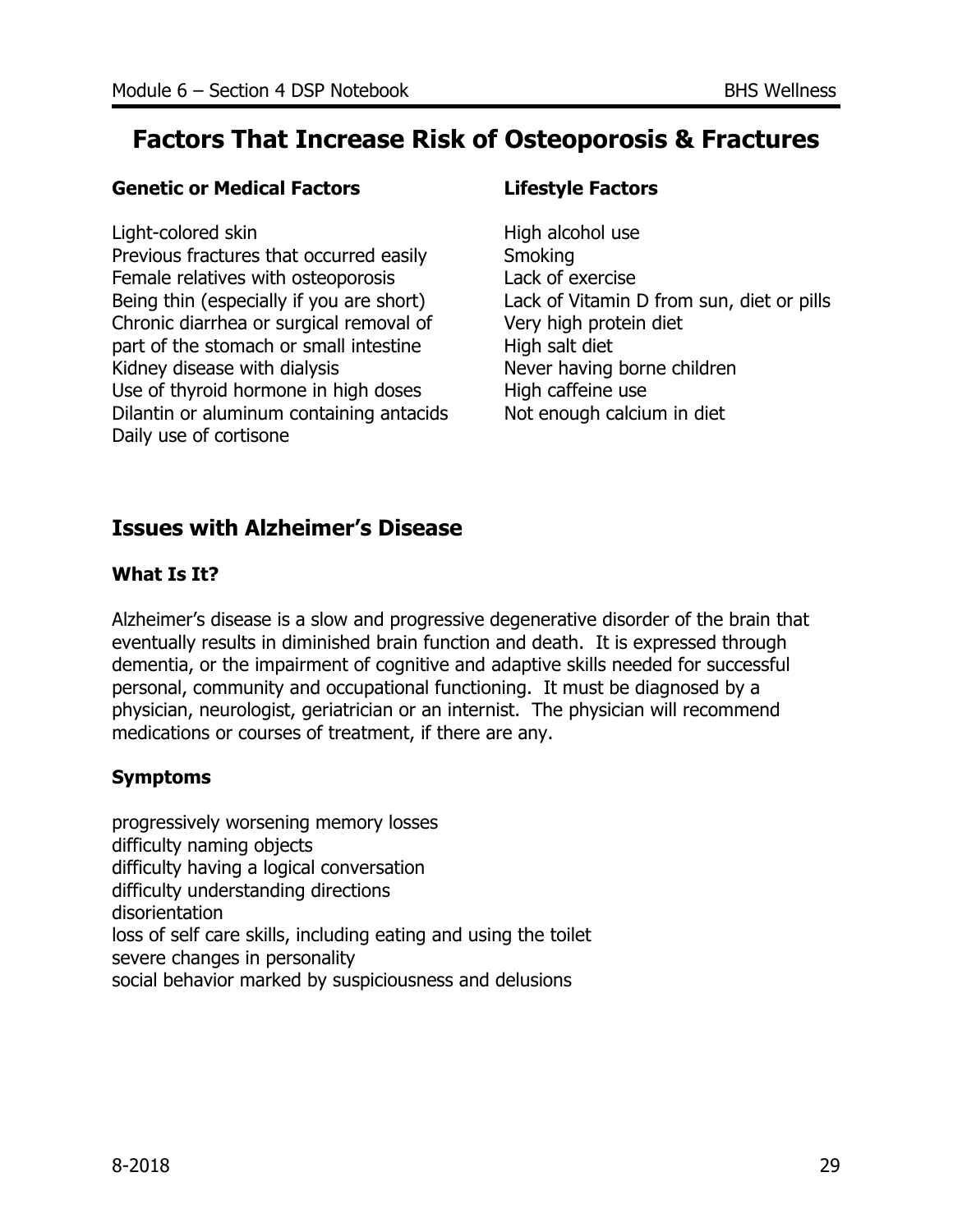# Factors That Increase Risk of Osteoporosis & Fractures

### Genetic or Medical Factors

Light-colored skin
Previous fractures that occurred easily
Female relatives with osteoporosis
Being thin (especially if you are short)
Chronic diarrhea or surgical removal of part of the stomach or small intestine
Kidney disease with dialysis
Use of thyroid hormone in high doses
Dilantin or aluminum containing antacids
Daily use of cortisone

### Lifestyle Factors

High alcohol use
Smoking
Lack of exercise
Lack of Vitamin D from sun, diet or pills
Very high protein diet
High salt diet
Never having borne children
High caffeine use
Not enough calcium in diet

## Issues with Alzheimer's Disease

### What Is It?

Alzheimer's disease is a slow and progressive degenerative disorder of the brain that eventually results in diminished brain function and death. It is expressed through dementia, or the impairment of cognitive and adaptive skills needed for successful personal, community and occupational functioning. It must be diagnosed by a physician, neurologist, geriatrician or an internist. The physician will recommend medications or courses of treatment, if there are any.

### Symptoms

progressively worsening memory losses
difficulty naming objects
difficulty having a logical conversation
difficulty understanding directions
disorientation
loss of self care skills, including eating and using the toilet
severe changes in personality
social behavior marked by suspiciousness and delusions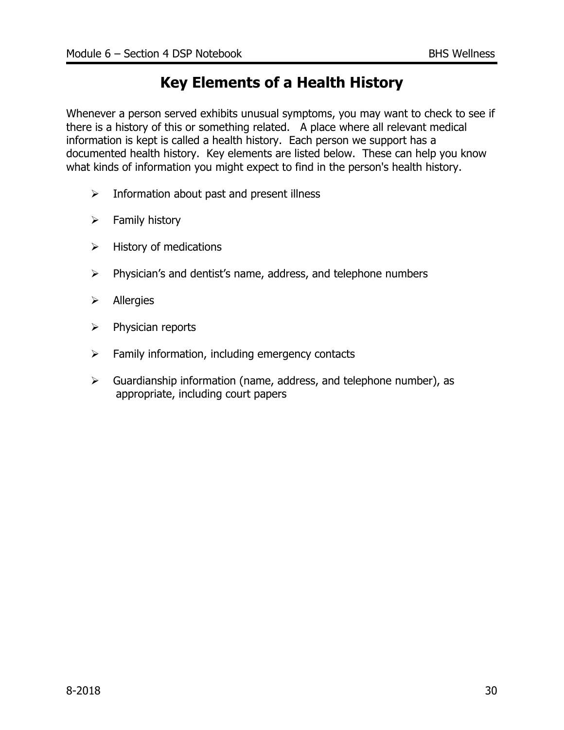# Key Elements of a Health History

Whenever a person served exhibits unusual symptoms, you may want to check to see if there is a history of this or something related. A place where all relevant medical information is kept is called a health history. Each person we support has a documented health history. Key elements are listed below. These can help you know what kinds of information you might expect to find in the person's health history.

- Information about past and present illness
- Family history
- History of medications
- Physician's and dentist's name, address, and telephone numbers
- Allergies
- Physician reports
- Family information, including emergency contacts
- Guardianship information (name, address, and telephone number), as appropriate, including court papers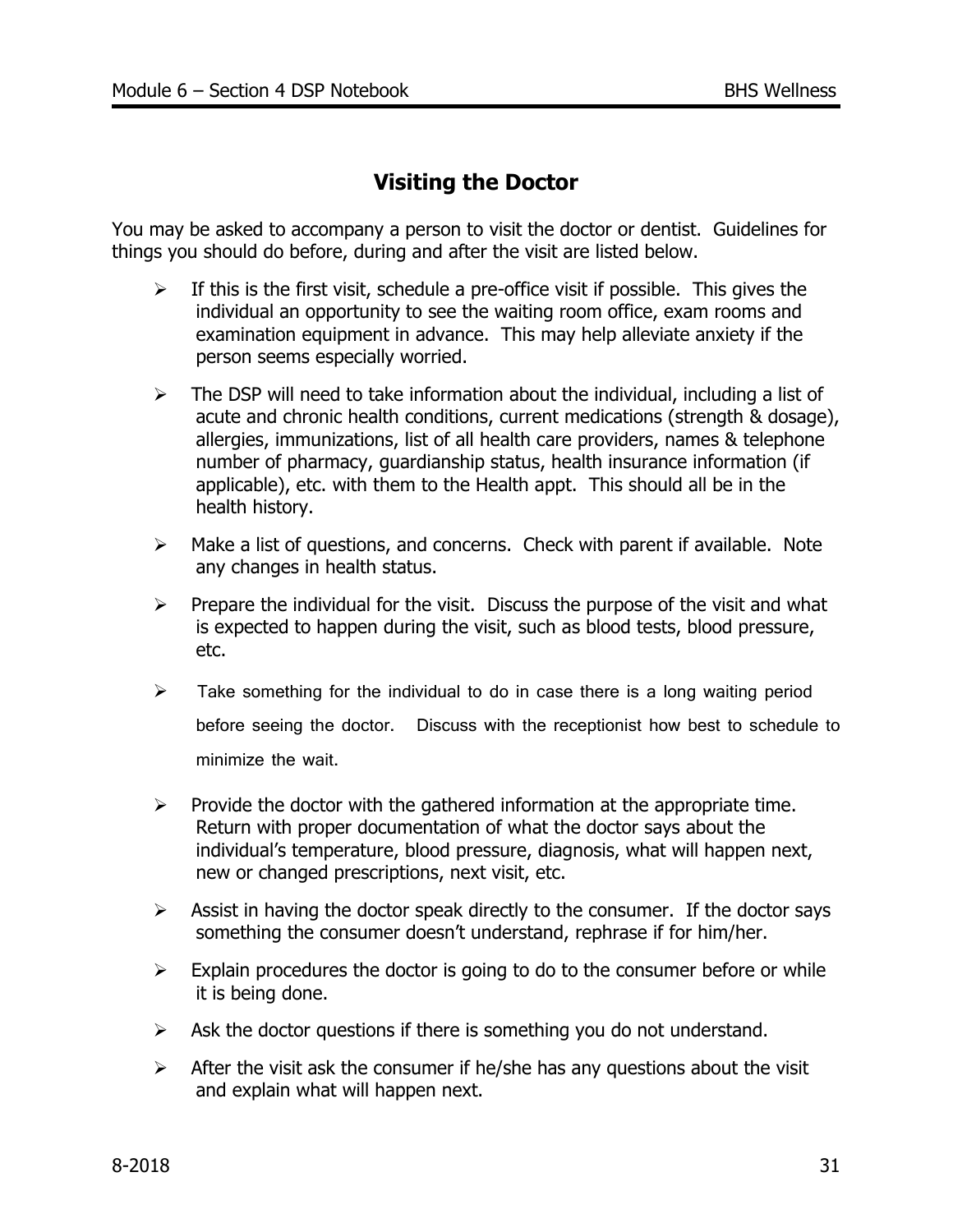## Visiting the Doctor

You may be asked to accompany a person to visit the doctor or dentist. Guidelines for things you should do before, during and after the visit are listed below.

- If this is the first visit, schedule a pre-office visit if possible. This gives the individual an opportunity to see the waiting room office, exam rooms and examination equipment in advance. This may help alleviate anxiety if the person seems especially worried.
- The DSP will need to take information about the individual, including a list of acute and chronic health conditions, current medications (strength & dosage), allergies, immunizations, list of all health care providers, names & telephone number of pharmacy, guardianship status, health insurance information (if applicable), etc. with them to the Health appt. This should all be in the health history.
- Make a list of questions, and concerns. Check with parent if available. Note any changes in health status.
- Prepare the individual for the visit. Discuss the purpose of the visit and what is expected to happen during the visit, such as blood tests, blood pressure, etc.
- Take something for the individual to do in case there is a long waiting period before seeing the doctor. Discuss with the receptionist how best to schedule to minimize the wait.
- Provide the doctor with the gathered information at the appropriate time. Return with proper documentation of what the doctor says about the individual's temperature, blood pressure, diagnosis, what will happen next, new or changed prescriptions, next visit, etc.
- Assist in having the doctor speak directly to the consumer. If the doctor says something the consumer doesn't understand, rephrase if for him/her.
- Explain procedures the doctor is going to do to the consumer before or while it is being done.
- Ask the doctor questions if there is something you do not understand.
- After the visit ask the consumer if he/she has any questions about the visit and explain what will happen next.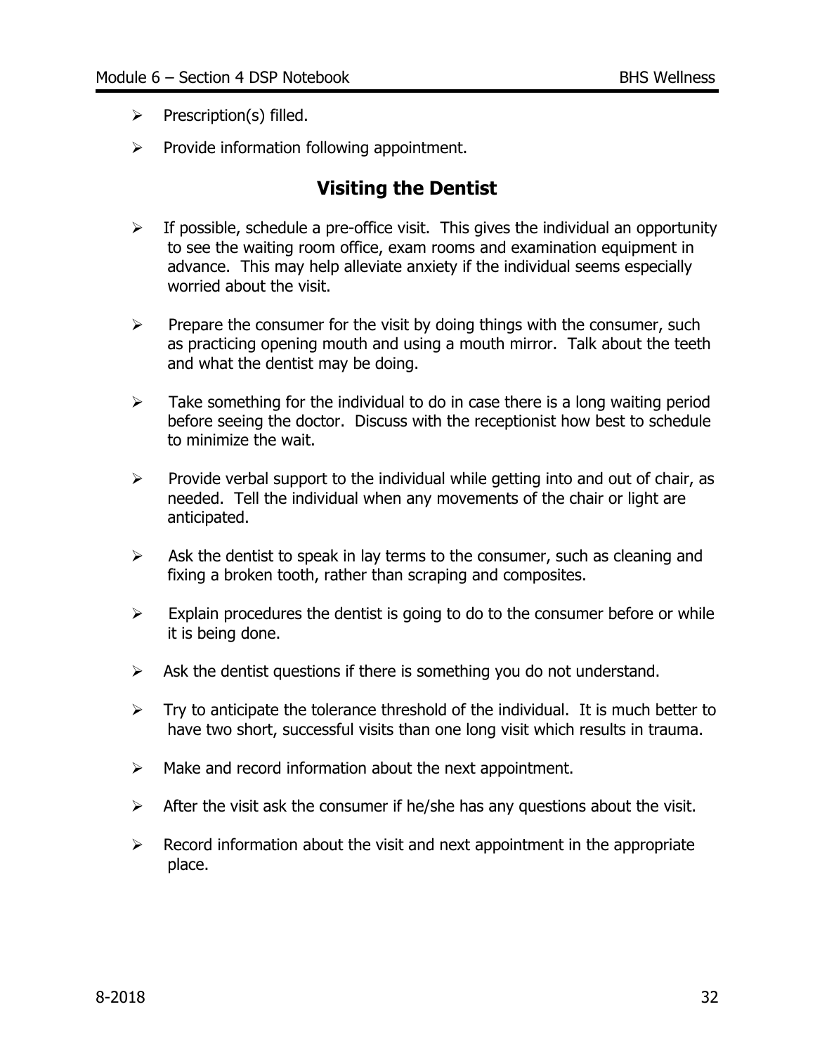- Prescription(s) filled.
- Provide information following appointment.

## Visiting the Dentist

- If possible, schedule a pre-office visit. This gives the individual an opportunity to see the waiting room office, exam rooms and examination equipment in advance. This may help alleviate anxiety if the individual seems especially worried about the visit.
- Prepare the consumer for the visit by doing things with the consumer, such as practicing opening mouth and using a mouth mirror. Talk about the teeth and what the dentist may be doing.
- Take something for the individual to do in case there is a long waiting period before seeing the doctor. Discuss with the receptionist how best to schedule to minimize the wait.
- Provide verbal support to the individual while getting into and out of chair, as needed. Tell the individual when any movements of the chair or light are anticipated.
- Ask the dentist to speak in lay terms to the consumer, such as cleaning and fixing a broken tooth, rather than scraping and composites.
- Explain procedures the dentist is going to do to the consumer before or while it is being done.
- Ask the dentist questions if there is something you do not understand.
- Try to anticipate the tolerance threshold of the individual. It is much better to have two short, successful visits than one long visit which results in trauma.
- Make and record information about the next appointment.
- After the visit ask the consumer if he/she has any questions about the visit.
- Record information about the visit and next appointment in the appropriate place.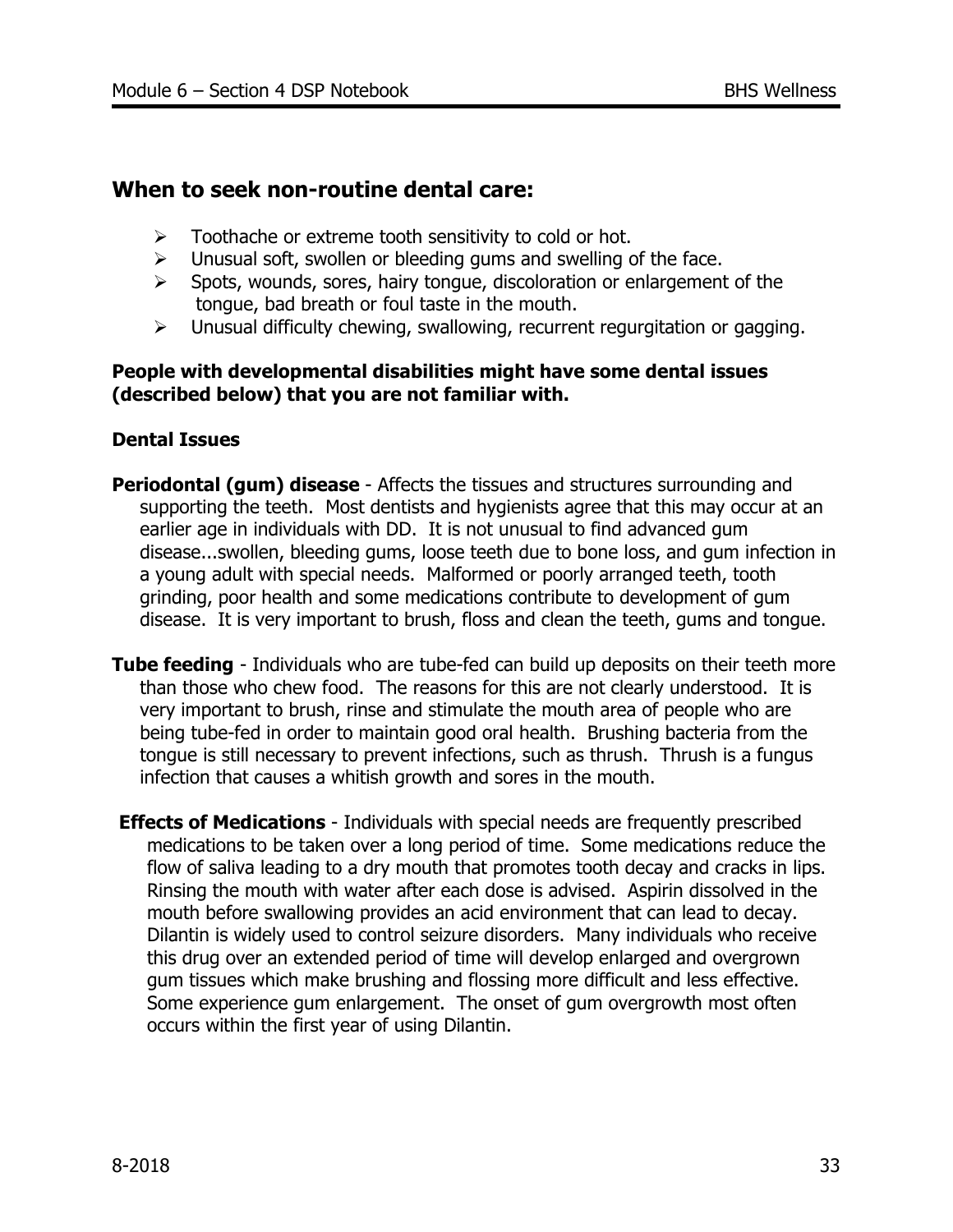## When to seek non-routine dental care:

- Toothache or extreme tooth sensitivity to cold or hot.
- Unusual soft, swollen or bleeding gums and swelling of the face.
- Spots, wounds, sores, hairy tongue, discoloration or enlargement of the tongue, bad breath or foul taste in the mouth.
- Unusual difficulty chewing, swallowing, recurrent regurgitation or gagging.

**People with developmental disabilities might have some dental issues (described below) that you are not familiar with.**

**Dental Issues**

**Periodontal (gum) disease** - Affects the tissues and structures surrounding and supporting the teeth. Most dentists and hygienists agree that this may occur at an earlier age in individuals with DD. It is not unusual to find advanced gum disease...swollen, bleeding gums, loose teeth due to bone loss, and gum infection in a young adult with special needs. Malformed or poorly arranged teeth, tooth grinding, poor health and some medications contribute to development of gum disease. It is very important to brush, floss and clean the teeth, gums and tongue.

**Tube feeding** - Individuals who are tube-fed can build up deposits on their teeth more than those who chew food. The reasons for this are not clearly understood. It is very important to brush, rinse and stimulate the mouth area of people who are being tube-fed in order to maintain good oral health. Brushing bacteria from the tongue is still necessary to prevent infections, such as thrush. Thrush is a fungus infection that causes a whitish growth and sores in the mouth.

**Effects of Medications** - Individuals with special needs are frequently prescribed medications to be taken over a long period of time. Some medications reduce the flow of saliva leading to a dry mouth that promotes tooth decay and cracks in lips. Rinsing the mouth with water after each dose is advised. Aspirin dissolved in the mouth before swallowing provides an acid environment that can lead to decay. Dilantin is widely used to control seizure disorders. Many individuals who receive this drug over an extended period of time will develop enlarged and overgrown gum tissues which make brushing and flossing more difficult and less effective. Some experience gum enlargement. The onset of gum overgrowth most often occurs within the first year of using Dilantin.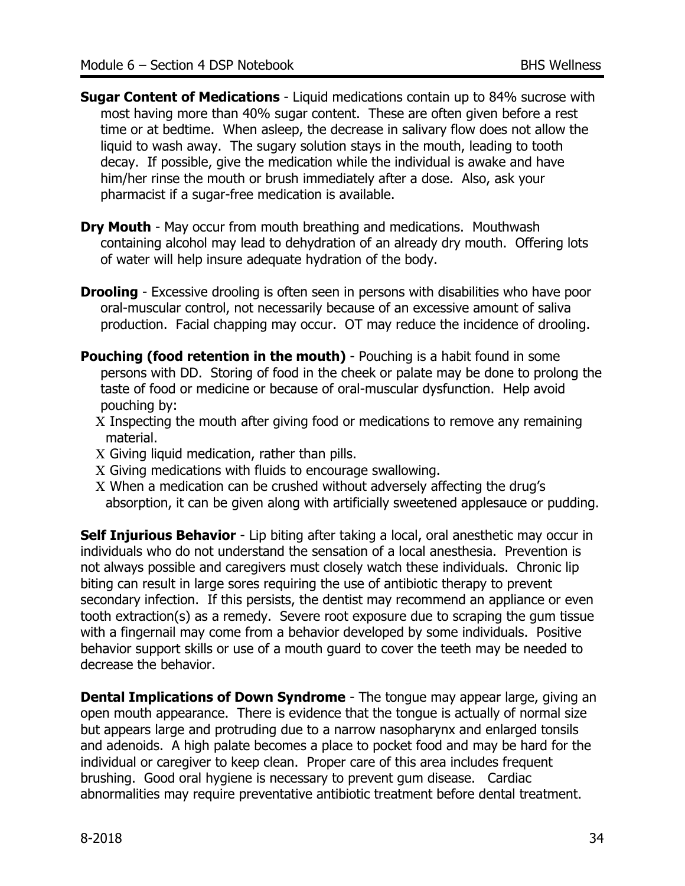**Sugar Content of Medications** - Liquid medications contain up to 84% sucrose with most having more than 40% sugar content. These are often given before a rest time or at bedtime. When asleep, the decrease in salivary flow does not allow the liquid to wash away. The sugary solution stays in the mouth, leading to tooth decay. If possible, give the medication while the individual is awake and have him/her rinse the mouth or brush immediately after a dose. Also, ask your pharmacist if a sugar-free medication is available.

**Dry Mouth** - May occur from mouth breathing and medications. Mouthwash containing alcohol may lead to dehydration of an already dry mouth. Offering lots of water will help insure adequate hydration of the body.

**Drooling** - Excessive drooling is often seen in persons with disabilities who have poor oral-muscular control, not necessarily because of an excessive amount of saliva production. Facial chapping may occur. OT may reduce the incidence of drooling.

**Pouching (food retention in the mouth)** - Pouching is a habit found in some persons with DD. Storing of food in the cheek or palate may be done to prolong the taste of food or medicine or because of oral-muscular dysfunction. Help avoid pouching by:

- Inspecting the mouth after giving food or medications to remove any remaining material.
- Giving liquid medication, rather than pills.
- Giving medications with fluids to encourage swallowing.
- When a medication can be crushed without adversely affecting the drug's absorption, it can be given along with artificially sweetened applesauce or pudding.

**Self Injurious Behavior** - Lip biting after taking a local, oral anesthetic may occur in individuals who do not understand the sensation of a local anesthesia. Prevention is not always possible and caregivers must closely watch these individuals. Chronic lip biting can result in large sores requiring the use of antibiotic therapy to prevent secondary infection. If this persists, the dentist may recommend an appliance or even tooth extraction(s) as a remedy. Severe root exposure due to scraping the gum tissue with a fingernail may come from a behavior developed by some individuals. Positive behavior support skills or use of a mouth guard to cover the teeth may be needed to decrease the behavior.

**Dental Implications of Down Syndrome** - The tongue may appear large, giving an open mouth appearance. There is evidence that the tongue is actually of normal size but appears large and protruding due to a narrow nasopharynx and enlarged tonsils and adenoids. A high palate becomes a place to pocket food and may be hard for the individual or caregiver to keep clean. Proper care of this area includes frequent brushing. Good oral hygiene is necessary to prevent gum disease. Cardiac abnormalities may require preventative antibiotic treatment before dental treatment.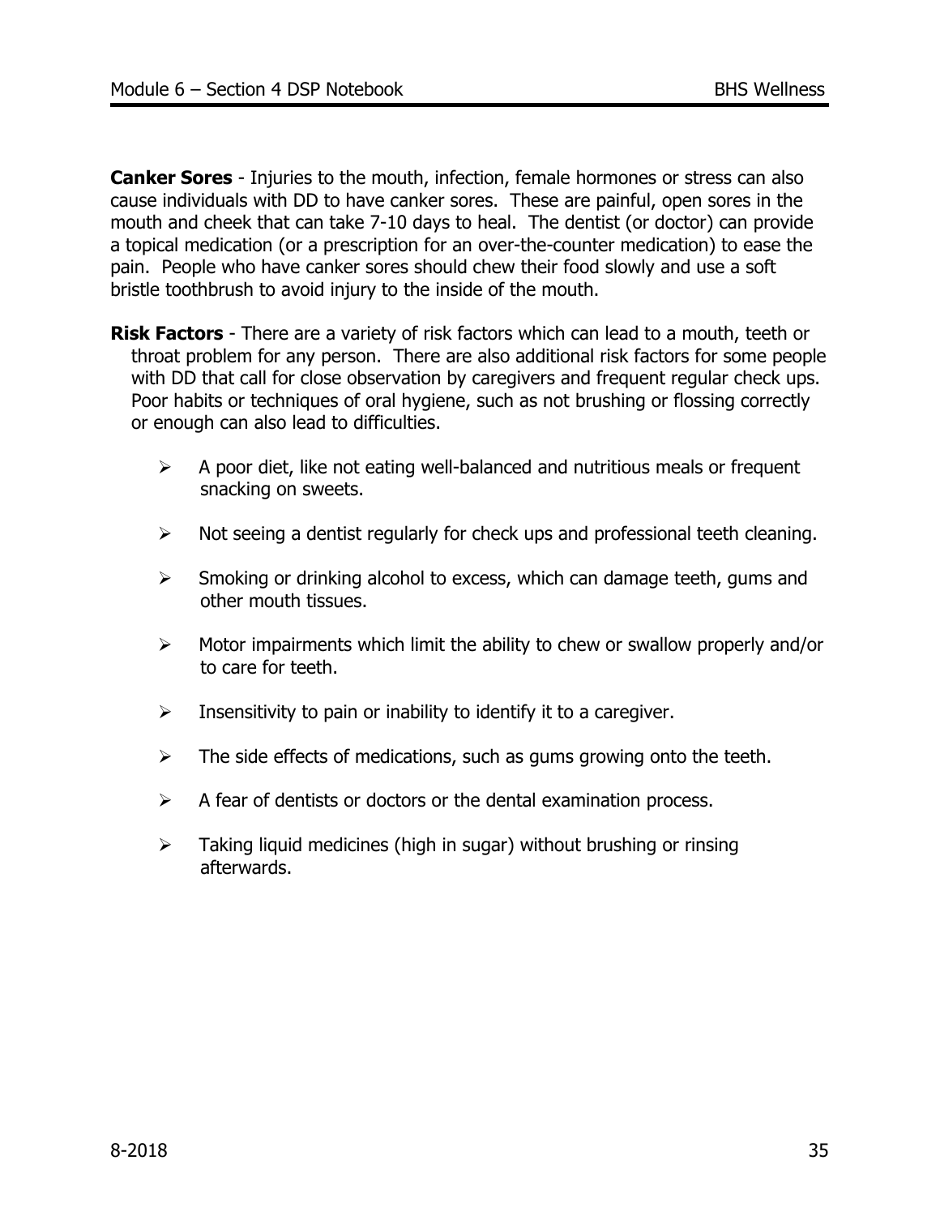**Canker Sores** - Injuries to the mouth, infection, female hormones or stress can also cause individuals with DD to have canker sores. These are painful, open sores in the mouth and cheek that can take 7-10 days to heal. The dentist (or doctor) can provide a topical medication (or a prescription for an over-the-counter medication) to ease the pain. People who have canker sores should chew their food slowly and use a soft bristle toothbrush to avoid injury to the inside of the mouth.

**Risk Factors** - There are a variety of risk factors which can lead to a mouth, teeth or throat problem for any person. There are also additional risk factors for some people with DD that call for close observation by caregivers and frequent regular check ups. Poor habits or techniques of oral hygiene, such as not brushing or flossing correctly or enough can also lead to difficulties.

- A poor diet, like not eating well-balanced and nutritious meals or frequent snacking on sweets.
- Not seeing a dentist regularly for check ups and professional teeth cleaning.
- Smoking or drinking alcohol to excess, which can damage teeth, gums and other mouth tissues.
- Motor impairments which limit the ability to chew or swallow properly and/or to care for teeth.
- Insensitivity to pain or inability to identify it to a caregiver.
- The side effects of medications, such as gums growing onto the teeth.
- A fear of dentists or doctors or the dental examination process.
- Taking liquid medicines (high in sugar) without brushing or rinsing afterwards.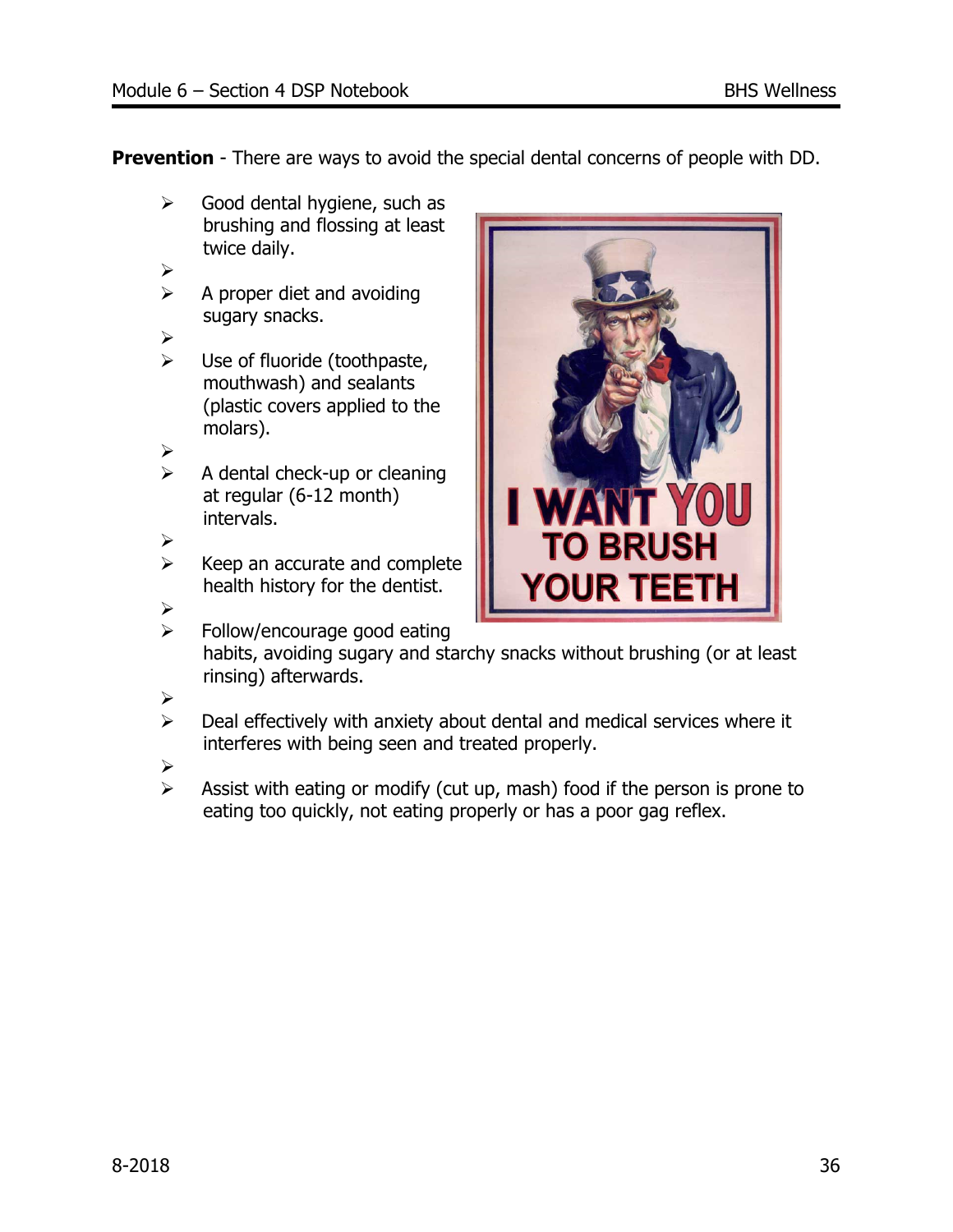**Prevention** - There are ways to avoid the special dental concerns of people with DD.

- Good dental hygiene, such as brushing and flossing at least twice daily.
- A proper diet and avoiding sugary snacks.
- Use of fluoride (toothpaste, mouthwash) and sealants (plastic covers applied to the molars).
- A dental check-up or cleaning at regular (6-12 month) intervals.
- Keep an accurate and complete health history for the dentist.
- Follow/encourage good eating habits, avoiding sugary and starchy snacks without brushing (or at least rinsing) afterwards.
- Deal effectively with anxiety about dental and medical services where it interferes with being seen and treated properly.
- Assist with eating or modify (cut up, mash) food if the person is prone to eating too quickly, not eating properly or has a poor gag reflex.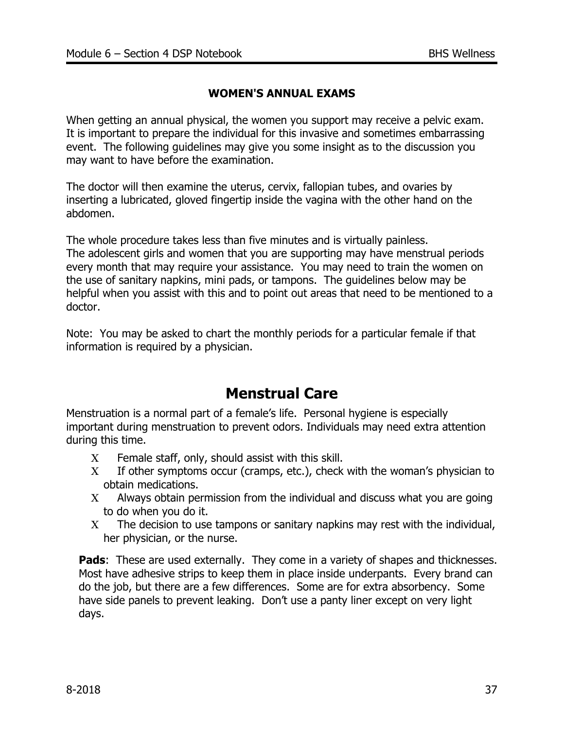**WOMEN'S ANNUAL EXAMS**

When getting an annual physical, the women you support may receive a pelvic exam. It is important to prepare the individual for this invasive and sometimes embarrassing event. The following guidelines may give you some insight as to the discussion you may want to have before the examination.

The doctor will then examine the uterus, cervix, fallopian tubes, and ovaries by inserting a lubricated, gloved fingertip inside the vagina with the other hand on the abdomen.

The whole procedure takes less than five minutes and is virtually painless.
The adolescent girls and women that you are supporting may have menstrual periods every month that may require your assistance. You may need to train the women on the use of sanitary napkins, mini pads, or tampons. The guidelines below may be helpful when you assist with this and to point out areas that need to be mentioned to a doctor.

Note: You may be asked to chart the monthly periods for a particular female if that information is required by a physician.

# Menstrual Care

Menstruation is a normal part of a female's life. Personal hygiene is especially important during menstruation to prevent odors. Individuals may need extra attention during this time.

- Female staff, only, should assist with this skill.
- If other symptoms occur (cramps, etc.), check with the woman's physician to obtain medications.
- Always obtain permission from the individual and discuss what you are going to do when you do it.
- The decision to use tampons or sanitary napkins may rest with the individual, her physician, or the nurse.

**Pads**: These are used externally. They come in a variety of shapes and thicknesses. Most have adhesive strips to keep them in place inside underpants. Every brand can do the job, but there are a few differences. Some are for extra absorbency. Some have side panels to prevent leaking. Don't use a panty liner except on very light days.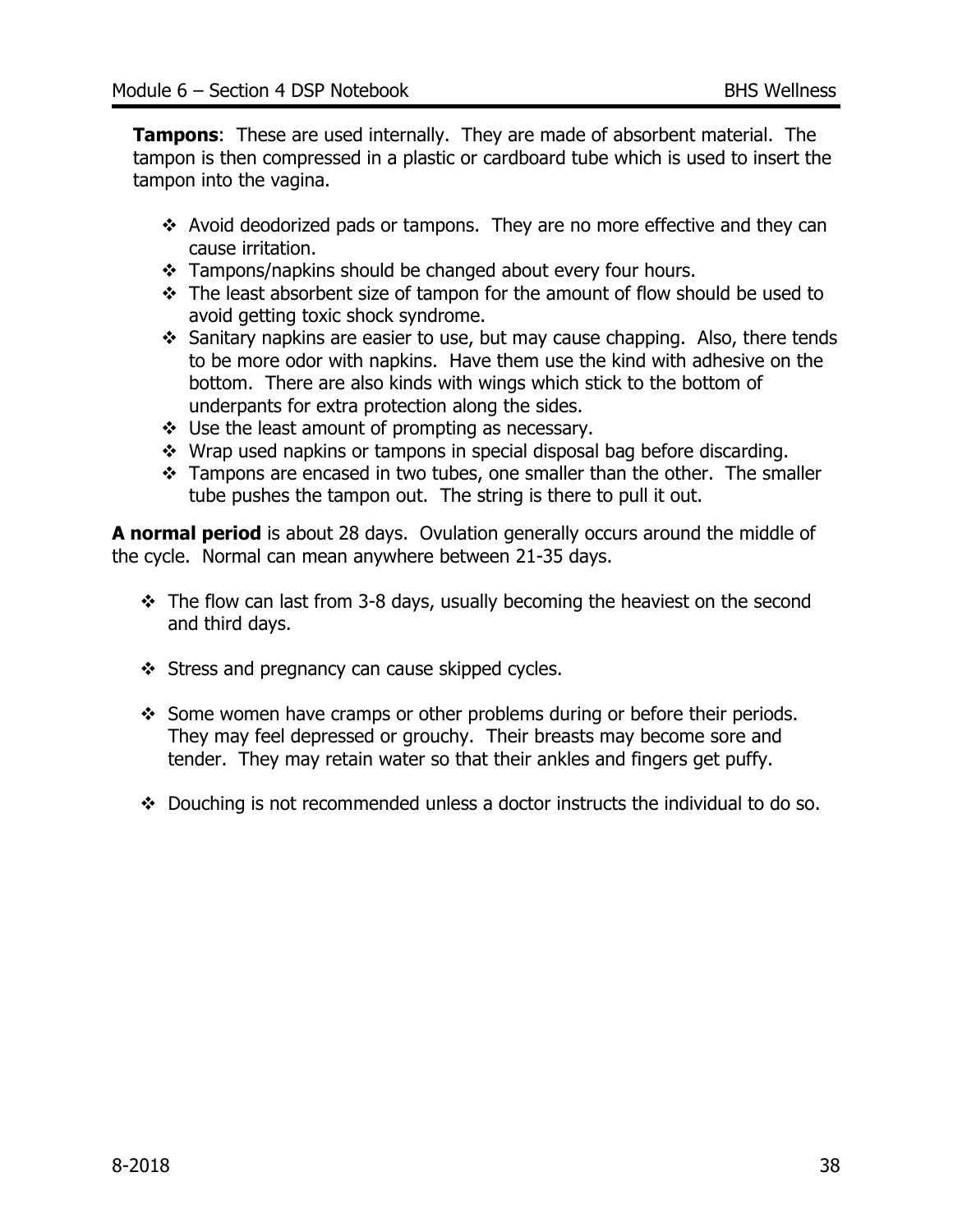**Tampons**: These are used internally. They are made of absorbent material. The tampon is then compressed in a plastic or cardboard tube which is used to insert the tampon into the vagina.

- Avoid deodorized pads or tampons. They are no more effective and they can cause irritation.
- Tampons/napkins should be changed about every four hours.
- The least absorbent size of tampon for the amount of flow should be used to avoid getting toxic shock syndrome.
- Sanitary napkins are easier to use, but may cause chapping. Also, there tends to be more odor with napkins. Have them use the kind with adhesive on the bottom. There are also kinds with wings which stick to the bottom of underpants for extra protection along the sides.
- Use the least amount of prompting as necessary.
- Wrap used napkins or tampons in special disposal bag before discarding.
- Tampons are encased in two tubes, one smaller than the other. The smaller tube pushes the tampon out. The string is there to pull it out.

**A normal period** is about 28 days. Ovulation generally occurs around the middle of the cycle. Normal can mean anywhere between 21-35 days.

- The flow can last from 3-8 days, usually becoming the heaviest on the second and third days.

- Stress and pregnancy can cause skipped cycles.

- Some women have cramps or other problems during or before their periods. They may feel depressed or grouchy. Their breasts may become sore and tender. They may retain water so that their ankles and fingers get puffy.

- Douching is not recommended unless a doctor instructs the individual to do so.